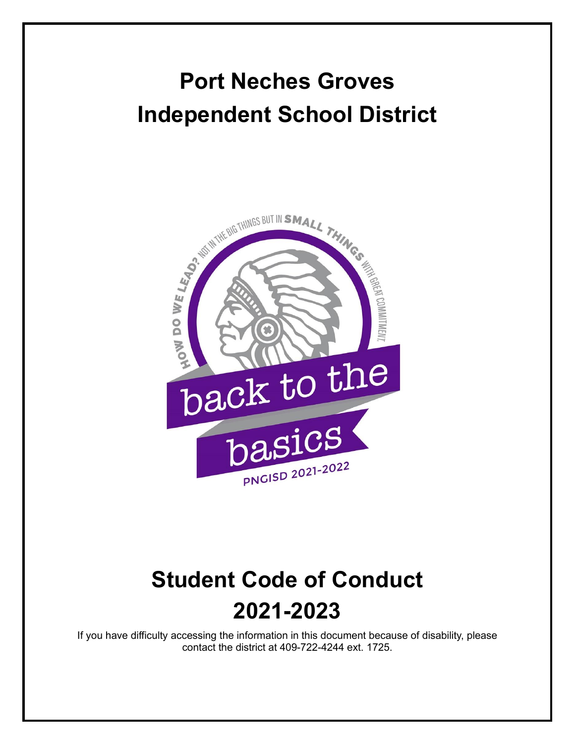# Port Neches Groves Independent School District

# Student Code of Conduct 2021-2023

If you have difficulty accessing the information in this document because of disability, please contact the district at 409-722-4244 ext. 1725.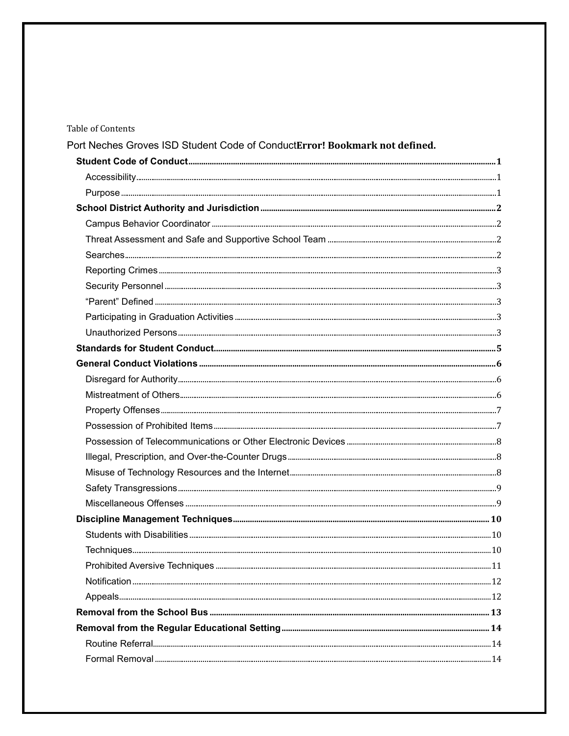Table of Contents

Port Neches Groves ISD Student Code of Conduct**Error! Bookmark not defined.**

- **Student Code of Conduct** ..... 1
  - Accessibility ..... 1
  - Purpose ..... 1
- **School District Authority and Jurisdiction** ..... 2
  - Campus Behavior Coordinator ..... 2
  - Threat Assessment and Safe and Supportive School Team ..... 2
  - Searches ..... 2
  - Reporting Crimes ..... 3
  - Security Personnel ..... 3
  - "Parent" Defined ..... 3
  - Participating in Graduation Activities ..... 3
  - Unauthorized Persons ..... 3
- **Standards for Student Conduct** ..... 5
- **General Conduct Violations** ..... 6
  - Disregard for Authority ..... 6
  - Mistreatment of Others ..... 6
  - Property Offenses ..... 7
  - Possession of Prohibited Items ..... 7
  - Possession of Telecommunications or Other Electronic Devices ..... 8
  - Illegal, Prescription, and Over-the-Counter Drugs ..... 8
  - Misuse of Technology Resources and the Internet ..... 8
  - Safety Transgressions ..... 9
  - Miscellaneous Offenses ..... 9
- **Discipline Management Techniques** ..... 10
  - Students with Disabilities ..... 10
  - Techniques ..... 10
  - Prohibited Aversive Techniques ..... 11
  - Notification ..... 12
  - Appeals ..... 12
- **Removal from the School Bus** ..... 13
- **Removal from the Regular Educational Setting** ..... 14
  - Routine Referral ..... 14
  - Formal Removal ..... 14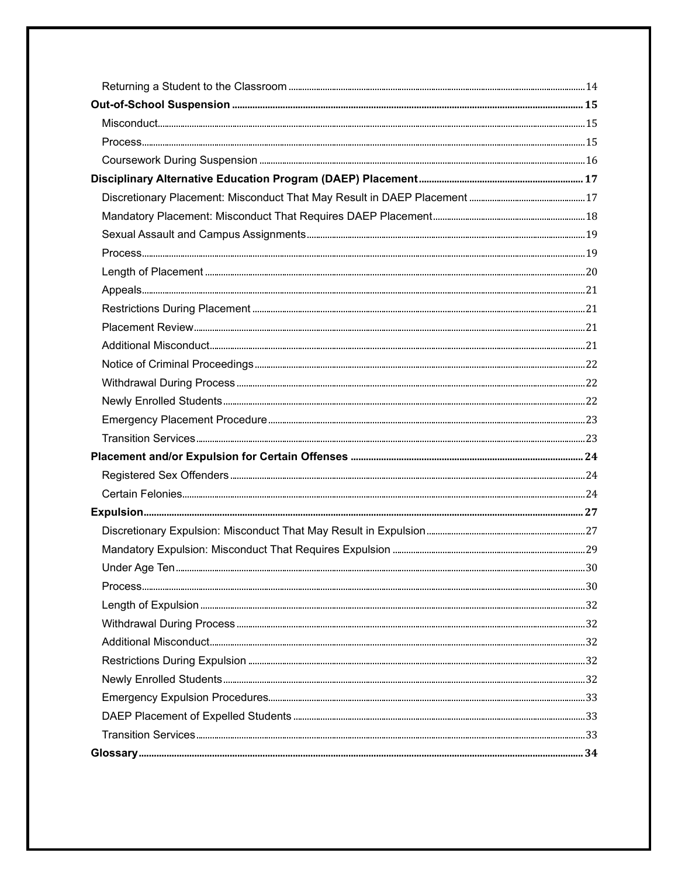- Returning a Student to the Classroom ..... 14

**Out-of-School Suspension ..... 15**

- Misconduct ..... 15
- Process ..... 15
- Coursework During Suspension ..... 16

**Disciplinary Alternative Education Program (DAEP) Placement ..... 17**

- Discretionary Placement: Misconduct That May Result in DAEP Placement ..... 17
- Mandatory Placement: Misconduct That Requires DAEP Placement ..... 18
- Sexual Assault and Campus Assignments ..... 19
- Process ..... 19
- Length of Placement ..... 20
- Appeals ..... 21
- Restrictions During Placement ..... 21
- Placement Review ..... 21
- Additional Misconduct ..... 21
- Notice of Criminal Proceedings ..... 22
- Withdrawal During Process ..... 22
- Newly Enrolled Students ..... 22
- Emergency Placement Procedure ..... 23
- Transition Services ..... 23

**Placement and/or Expulsion for Certain Offenses ..... 24**

- Registered Sex Offenders ..... 24
- Certain Felonies ..... 24

**Expulsion ..... 27**

- Discretionary Expulsion: Misconduct That May Result in Expulsion ..... 27
- Mandatory Expulsion: Misconduct That Requires Expulsion ..... 29
- Under Age Ten ..... 30
- Process ..... 30
- Length of Expulsion ..... 32
- Withdrawal During Process ..... 32
- Additional Misconduct ..... 32
- Restrictions During Expulsion ..... 32
- Newly Enrolled Students ..... 32
- Emergency Expulsion Procedures ..... 33
- DAEP Placement of Expelled Students ..... 33
- Transition Services ..... 33

**Glossary ..... 34**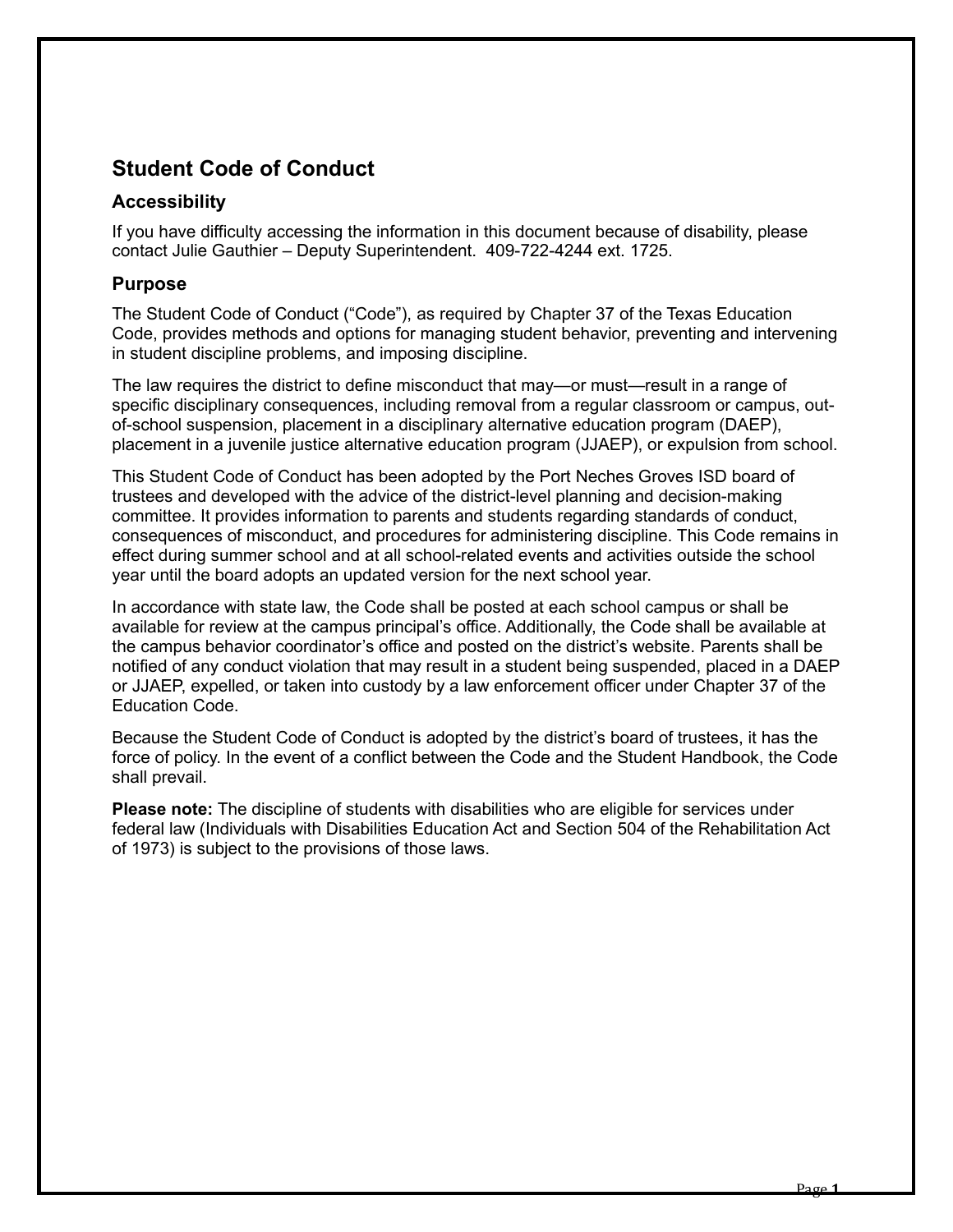## Student Code of Conduct

### Accessibility

If you have difficulty accessing the information in this document because of disability, please contact Julie Gauthier – Deputy Superintendent. 409-722-4244 ext. 1725.

### Purpose

The Student Code of Conduct ("Code"), as required by Chapter 37 of the Texas Education Code, provides methods and options for managing student behavior, preventing and intervening in student discipline problems, and imposing discipline.

The law requires the district to define misconduct that may—or must—result in a range of specific disciplinary consequences, including removal from a regular classroom or campus, out-of-school suspension, placement in a disciplinary alternative education program (DAEP), placement in a juvenile justice alternative education program (JJAEP), or expulsion from school.

This Student Code of Conduct has been adopted by the Port Neches Groves ISD board of trustees and developed with the advice of the district-level planning and decision-making committee. It provides information to parents and students regarding standards of conduct, consequences of misconduct, and procedures for administering discipline. This Code remains in effect during summer school and at all school-related events and activities outside the school year until the board adopts an updated version for the next school year.

In accordance with state law, the Code shall be posted at each school campus or shall be available for review at the campus principal's office. Additionally, the Code shall be available at the campus behavior coordinator's office and posted on the district's website. Parents shall be notified of any conduct violation that may result in a student being suspended, placed in a DAEP or JJAEP, expelled, or taken into custody by a law enforcement officer under Chapter 37 of the Education Code.

Because the Student Code of Conduct is adopted by the district's board of trustees, it has the force of policy. In the event of a conflict between the Code and the Student Handbook, the Code shall prevail.

**Please note:** The discipline of students with disabilities who are eligible for services under federal law (Individuals with Disabilities Education Act and Section 504 of the Rehabilitation Act of 1973) is subject to the provisions of those laws.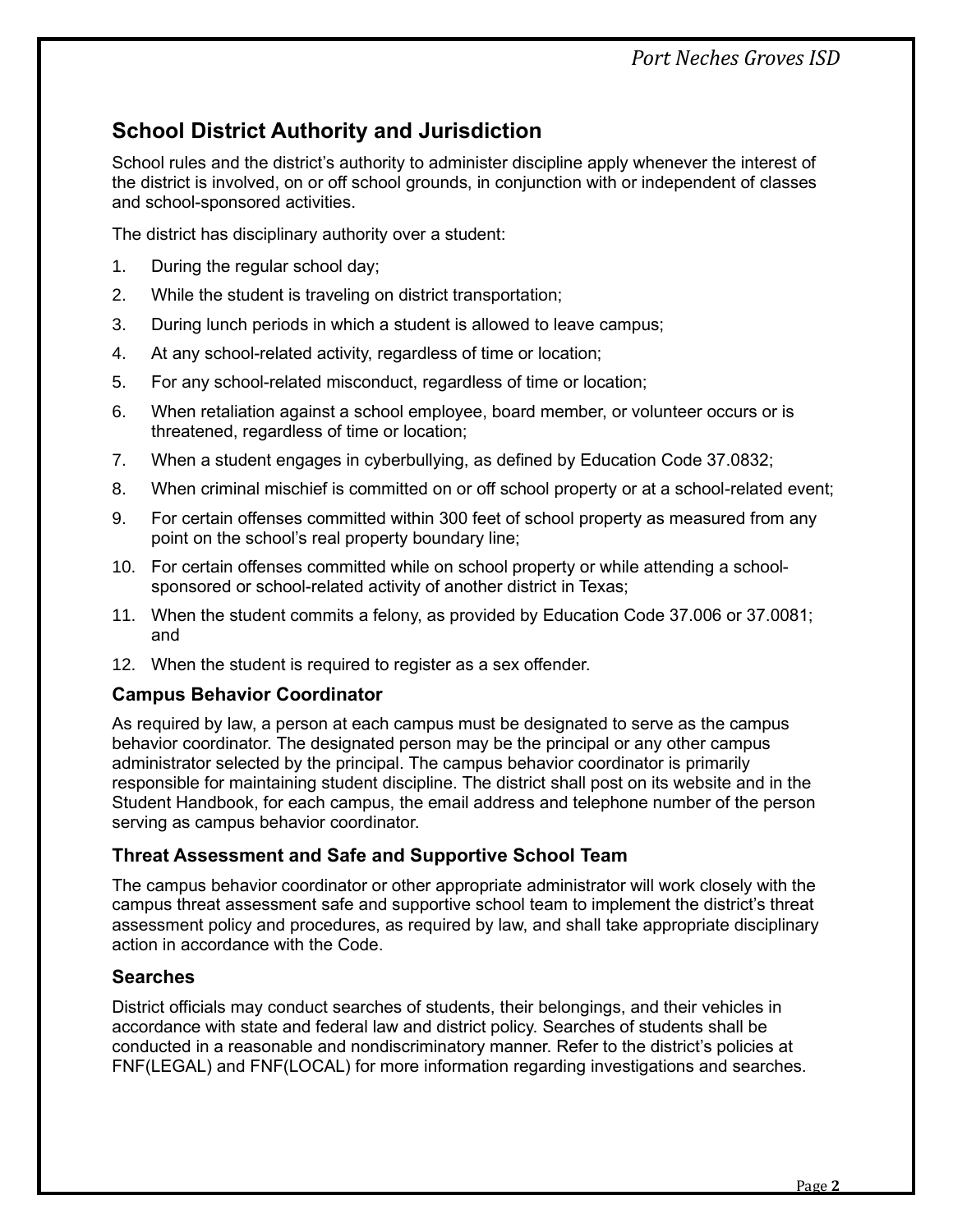## School District Authority and Jurisdiction

School rules and the district's authority to administer discipline apply whenever the interest of the district is involved, on or off school grounds, in conjunction with or independent of classes and school-sponsored activities.

The district has disciplinary authority over a student:

1. During the regular school day;
2. While the student is traveling on district transportation;
3. During lunch periods in which a student is allowed to leave campus;
4. At any school-related activity, regardless of time or location;
5. For any school-related misconduct, regardless of time or location;
6. When retaliation against a school employee, board member, or volunteer occurs or is threatened, regardless of time or location;
7. When a student engages in cyberbullying, as defined by Education Code 37.0832;
8. When criminal mischief is committed on or off school property or at a school-related event;
9. For certain offenses committed within 300 feet of school property as measured from any point on the school's real property boundary line;
10. For certain offenses committed while on school property or while attending a school-sponsored or school-related activity of another district in Texas;
11. When the student commits a felony, as provided by Education Code 37.006 or 37.0081; and
12. When the student is required to register as a sex offender.

### Campus Behavior Coordinator

As required by law, a person at each campus must be designated to serve as the campus behavior coordinator. The designated person may be the principal or any other campus administrator selected by the principal. The campus behavior coordinator is primarily responsible for maintaining student discipline. The district shall post on its website and in the Student Handbook, for each campus, the email address and telephone number of the person serving as campus behavior coordinator.

### Threat Assessment and Safe and Supportive School Team

The campus behavior coordinator or other appropriate administrator will work closely with the campus threat assessment safe and supportive school team to implement the district's threat assessment policy and procedures, as required by law, and shall take appropriate disciplinary action in accordance with the Code.

### Searches

District officials may conduct searches of students, their belongings, and their vehicles in accordance with state and federal law and district policy. Searches of students shall be conducted in a reasonable and nondiscriminatory manner. Refer to the district's policies at FNF(LEGAL) and FNF(LOCAL) for more information regarding investigations and searches.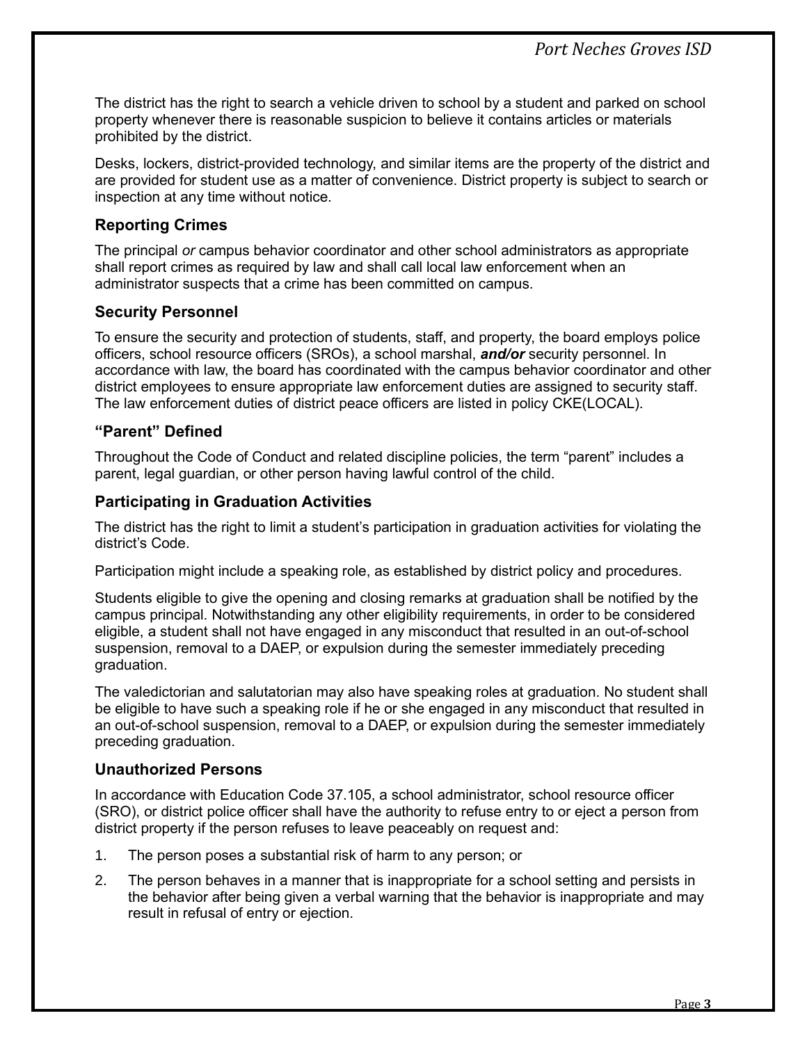The district has the right to search a vehicle driven to school by a student and parked on school property whenever there is reasonable suspicion to believe it contains articles or materials prohibited by the district.

Desks, lockers, district-provided technology, and similar items are the property of the district and are provided for student use as a matter of convenience. District property is subject to search or inspection at any time without notice.

### Reporting Crimes

The principal *or* campus behavior coordinator and other school administrators as appropriate shall report crimes as required by law and shall call local law enforcement when an administrator suspects that a crime has been committed on campus.

### Security Personnel

To ensure the security and protection of students, staff, and property, the board employs police officers, school resource officers (SROs), a school marshal, ***and/or*** security personnel. In accordance with law, the board has coordinated with the campus behavior coordinator and other district employees to ensure appropriate law enforcement duties are assigned to security staff. The law enforcement duties of district peace officers are listed in policy CKE(LOCAL).

### "Parent" Defined

Throughout the Code of Conduct and related discipline policies, the term "parent" includes a parent, legal guardian, or other person having lawful control of the child.

### Participating in Graduation Activities

The district has the right to limit a student's participation in graduation activities for violating the district's Code.

Participation might include a speaking role, as established by district policy and procedures.

Students eligible to give the opening and closing remarks at graduation shall be notified by the campus principal. Notwithstanding any other eligibility requirements, in order to be considered eligible, a student shall not have engaged in any misconduct that resulted in an out-of-school suspension, removal to a DAEP, or expulsion during the semester immediately preceding graduation.

The valedictorian and salutatorian may also have speaking roles at graduation. No student shall be eligible to have such a speaking role if he or she engaged in any misconduct that resulted in an out-of-school suspension, removal to a DAEP, or expulsion during the semester immediately preceding graduation.

### Unauthorized Persons

In accordance with Education Code 37.105, a school administrator, school resource officer (SRO), or district police officer shall have the authority to refuse entry to or eject a person from district property if the person refuses to leave peaceably on request and:

1. The person poses a substantial risk of harm to any person; or
2. The person behaves in a manner that is inappropriate for a school setting and persists in the behavior after being given a verbal warning that the behavior is inappropriate and may result in refusal of entry or ejection.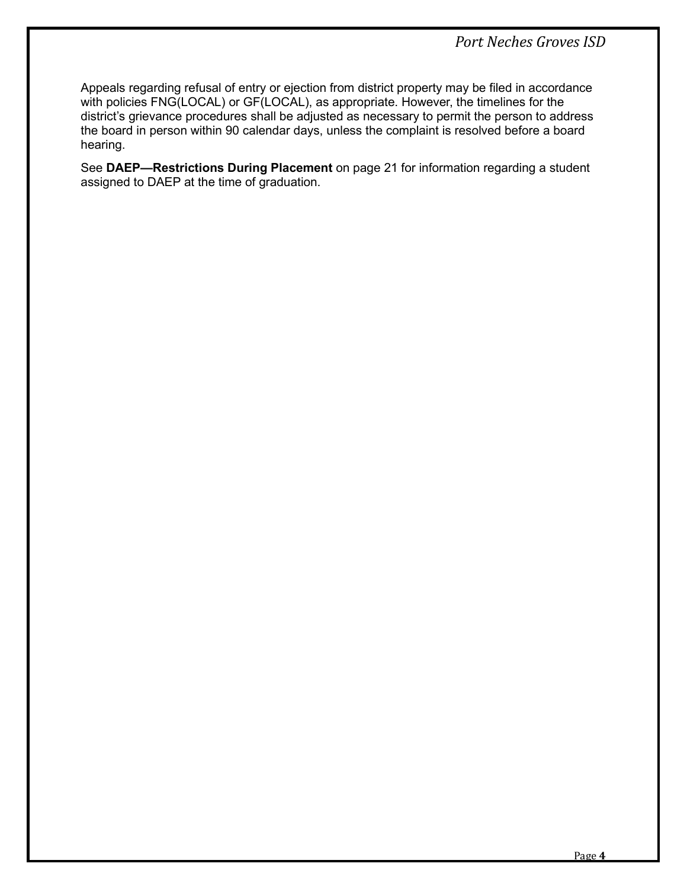Appeals regarding refusal of entry or ejection from district property may be filed in accordance with policies FNG(LOCAL) or GF(LOCAL), as appropriate. However, the timelines for the district's grievance procedures shall be adjusted as necessary to permit the person to address the board in person within 90 calendar days, unless the complaint is resolved before a board hearing.

See **DAEP—Restrictions During Placement** on page 21 for information regarding a student assigned to DAEP at the time of graduation.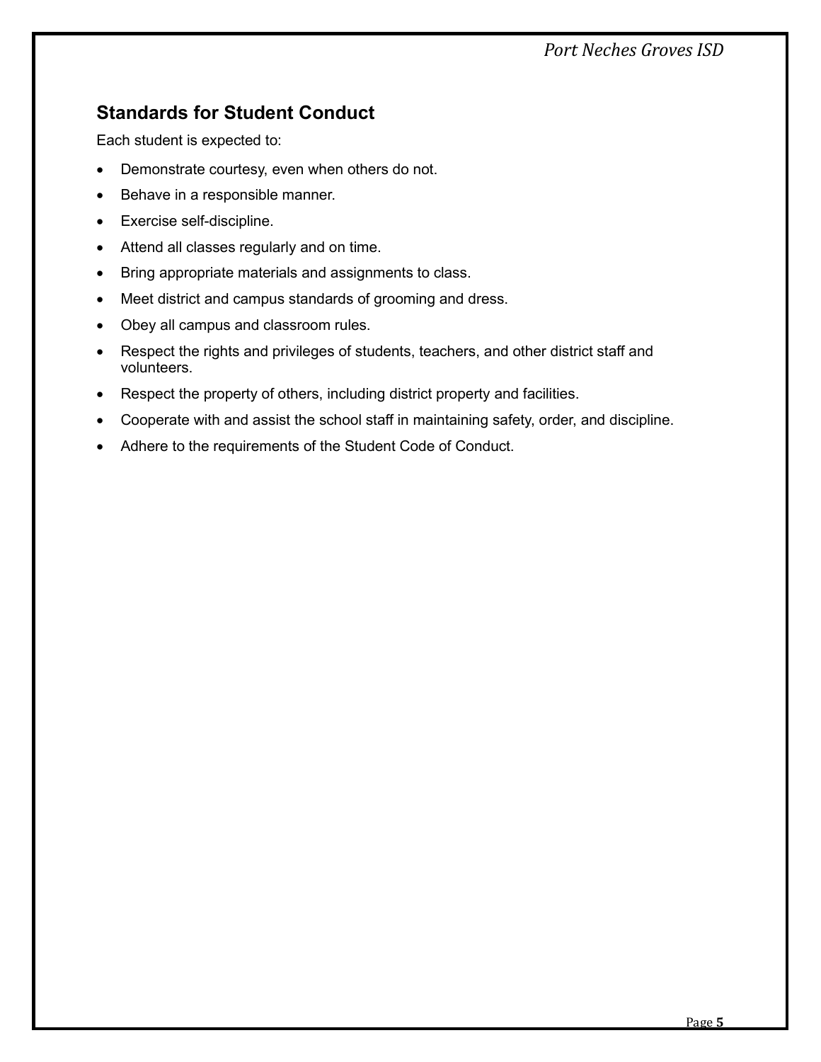## Standards for Student Conduct

Each student is expected to:

- Demonstrate courtesy, even when others do not.
- Behave in a responsible manner.
- Exercise self-discipline.
- Attend all classes regularly and on time.
- Bring appropriate materials and assignments to class.
- Meet district and campus standards of grooming and dress.
- Obey all campus and classroom rules.
- Respect the rights and privileges of students, teachers, and other district staff and volunteers.
- Respect the property of others, including district property and facilities.
- Cooperate with and assist the school staff in maintaining safety, order, and discipline.
- Adhere to the requirements of the Student Code of Conduct.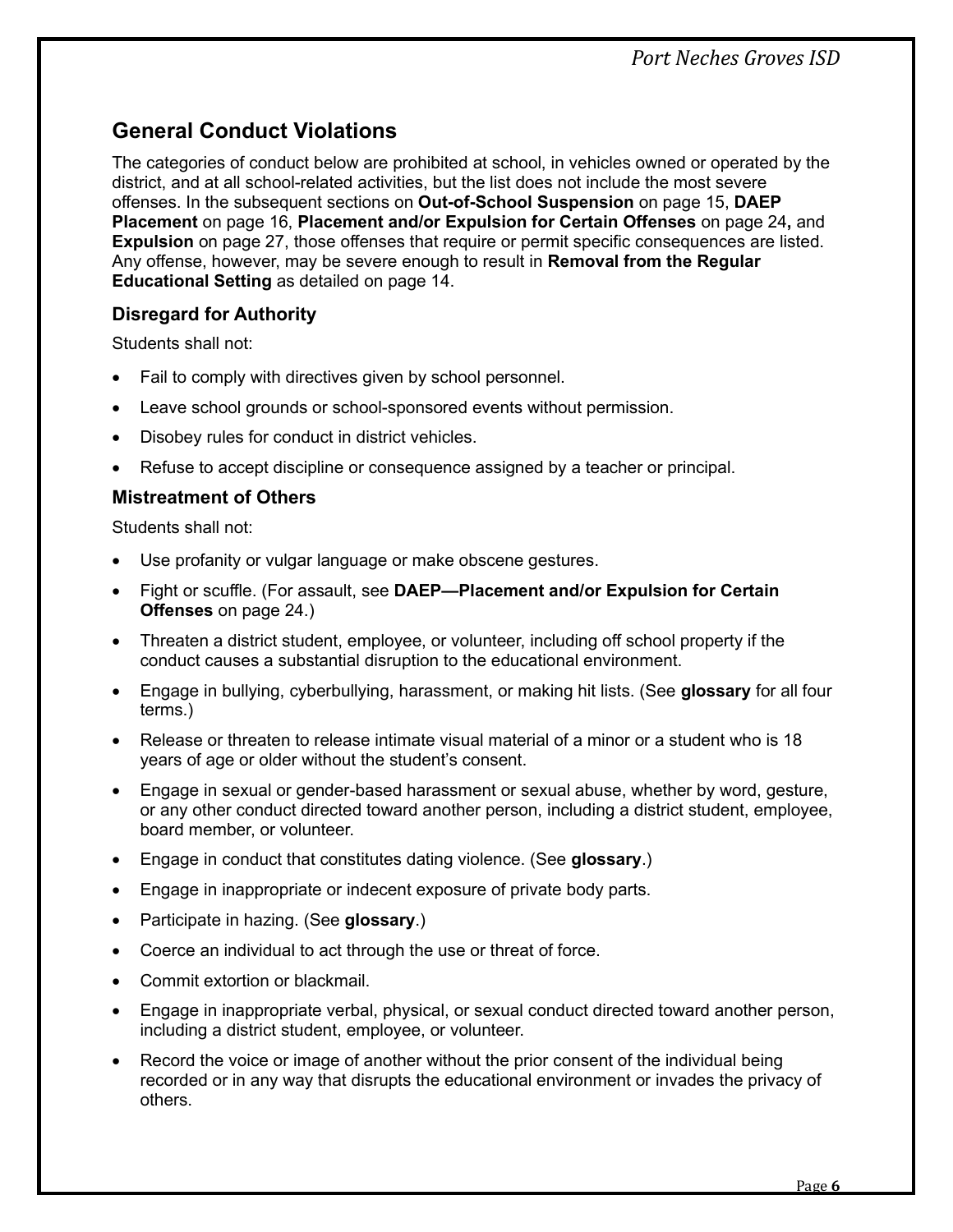## General Conduct Violations

The categories of conduct below are prohibited at school, in vehicles owned or operated by the district, and at all school-related activities, but the list does not include the most severe offenses. In the subsequent sections on **Out-of-School Suspension** on page 15, **DAEP Placement** on page 16, **Placement and/or Expulsion for Certain Offenses** on page 24**,** and **Expulsion** on page 27, those offenses that require or permit specific consequences are listed. Any offense, however, may be severe enough to result in **Removal from the Regular Educational Setting** as detailed on page 14.

### Disregard for Authority

Students shall not:

- Fail to comply with directives given by school personnel.
- Leave school grounds or school-sponsored events without permission.
- Disobey rules for conduct in district vehicles.
- Refuse to accept discipline or consequence assigned by a teacher or principal.

### Mistreatment of Others

Students shall not:

- Use profanity or vulgar language or make obscene gestures.
- Fight or scuffle. (For assault, see **DAEP—Placement and/or Expulsion for Certain Offenses** on page 24.)
- Threaten a district student, employee, or volunteer, including off school property if the conduct causes a substantial disruption to the educational environment.
- Engage in bullying, cyberbullying, harassment, or making hit lists. (See **glossary** for all four terms.)
- Release or threaten to release intimate visual material of a minor or a student who is 18 years of age or older without the student's consent.
- Engage in sexual or gender-based harassment or sexual abuse, whether by word, gesture, or any other conduct directed toward another person, including a district student, employee, board member, or volunteer.
- Engage in conduct that constitutes dating violence. (See **glossary**.)
- Engage in inappropriate or indecent exposure of private body parts.
- Participate in hazing. (See **glossary**.)
- Coerce an individual to act through the use or threat of force.
- Commit extortion or blackmail.
- Engage in inappropriate verbal, physical, or sexual conduct directed toward another person, including a district student, employee, or volunteer.
- Record the voice or image of another without the prior consent of the individual being recorded or in any way that disrupts the educational environment or invades the privacy of others.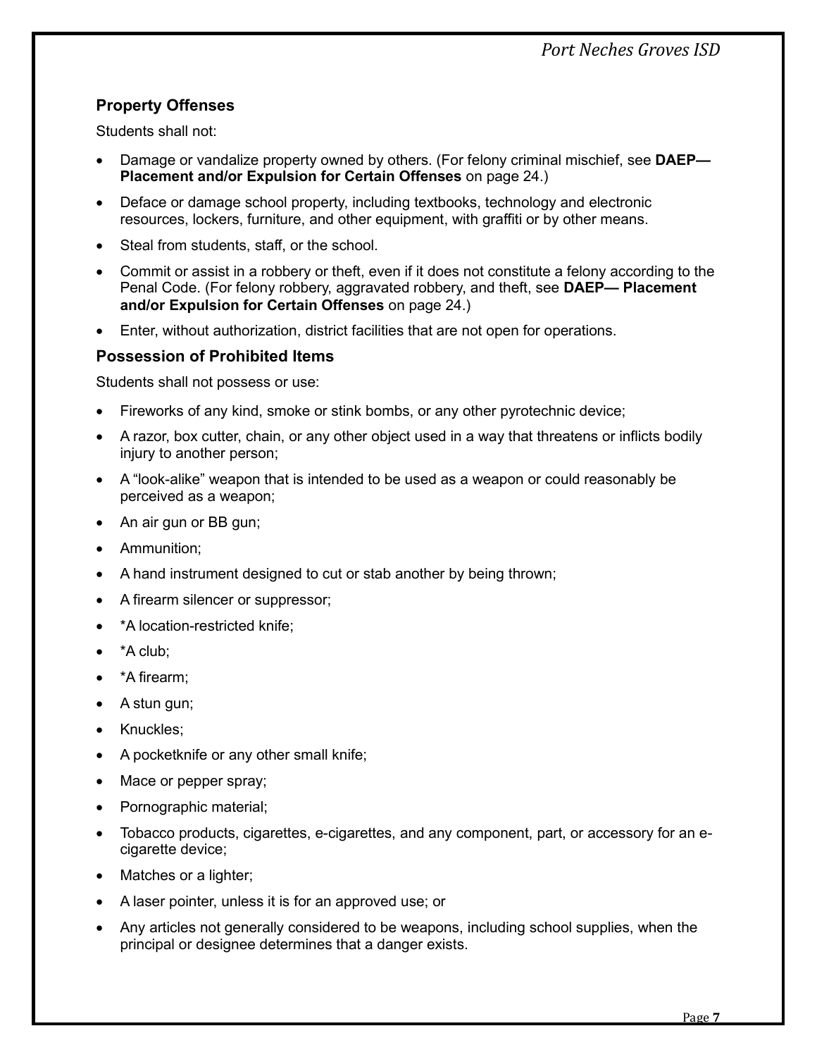### Property Offenses

Students shall not:

- Damage or vandalize property owned by others. (For felony criminal mischief, see **DAEP— Placement and/or Expulsion for Certain Offenses** on page 24.)
- Deface or damage school property, including textbooks, technology and electronic resources, lockers, furniture, and other equipment, with graffiti or by other means.
- Steal from students, staff, or the school.
- Commit or assist in a robbery or theft, even if it does not constitute a felony according to the Penal Code. (For felony robbery, aggravated robbery, and theft, see **DAEP— Placement and/or Expulsion for Certain Offenses** on page 24.)
- Enter, without authorization, district facilities that are not open for operations.

### Possession of Prohibited Items

Students shall not possess or use:

- Fireworks of any kind, smoke or stink bombs, or any other pyrotechnic device;
- A razor, box cutter, chain, or any other object used in a way that threatens or inflicts bodily injury to another person;
- A "look-alike" weapon that is intended to be used as a weapon or could reasonably be perceived as a weapon;
- An air gun or BB gun;
- Ammunition;
- A hand instrument designed to cut or stab another by being thrown;
- A firearm silencer or suppressor;
- *A location-restricted knife;
- *A club;
- *A firearm;
- A stun gun;
- Knuckles;
- A pocketknife or any other small knife;
- Mace or pepper spray;
- Pornographic material;
- Tobacco products, cigarettes, e-cigarettes, and any component, part, or accessory for an e-cigarette device;
- Matches or a lighter;
- A laser pointer, unless it is for an approved use; or
- Any articles not generally considered to be weapons, including school supplies, when the principal or designee determines that a danger exists.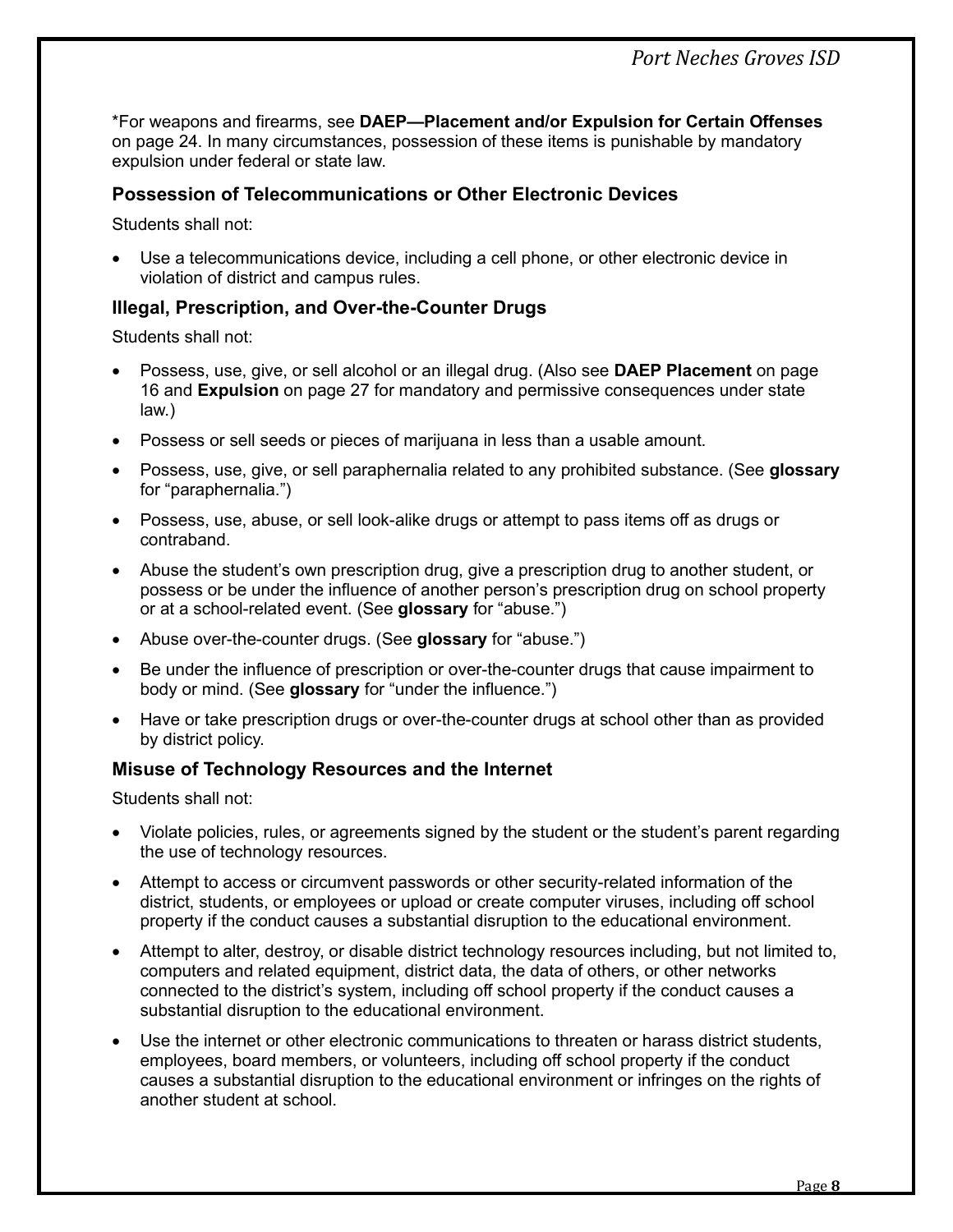*For weapons and firearms, see **DAEP—Placement and/or Expulsion for Certain Offenses** on page 24. In many circumstances, possession of these items is punishable by mandatory expulsion under federal or state law.

### Possession of Telecommunications or Other Electronic Devices

Students shall not:

- Use a telecommunications device, including a cell phone, or other electronic device in violation of district and campus rules.

### Illegal, Prescription, and Over-the-Counter Drugs

Students shall not:

- Possess, use, give, or sell alcohol or an illegal drug. (Also see **DAEP Placement** on page 16 and **Expulsion** on page 27 for mandatory and permissive consequences under state law.)
- Possess or sell seeds or pieces of marijuana in less than a usable amount.
- Possess, use, give, or sell paraphernalia related to any prohibited substance. (See **glossary** for "paraphernalia.")
- Possess, use, abuse, or sell look-alike drugs or attempt to pass items off as drugs or contraband.
- Abuse the student's own prescription drug, give a prescription drug to another student, or possess or be under the influence of another person's prescription drug on school property or at a school-related event. (See **glossary** for "abuse.")
- Abuse over-the-counter drugs. (See **glossary** for "abuse.")
- Be under the influence of prescription or over-the-counter drugs that cause impairment to body or mind. (See **glossary** for "under the influence.")
- Have or take prescription drugs or over-the-counter drugs at school other than as provided by district policy.

### Misuse of Technology Resources and the Internet

Students shall not:

- Violate policies, rules, or agreements signed by the student or the student's parent regarding the use of technology resources.
- Attempt to access or circumvent passwords or other security-related information of the district, students, or employees or upload or create computer viruses, including off school property if the conduct causes a substantial disruption to the educational environment.
- Attempt to alter, destroy, or disable district technology resources including, but not limited to, computers and related equipment, district data, the data of others, or other networks connected to the district's system, including off school property if the conduct causes a substantial disruption to the educational environment.
- Use the internet or other electronic communications to threaten or harass district students, employees, board members, or volunteers, including off school property if the conduct causes a substantial disruption to the educational environment or infringes on the rights of another student at school.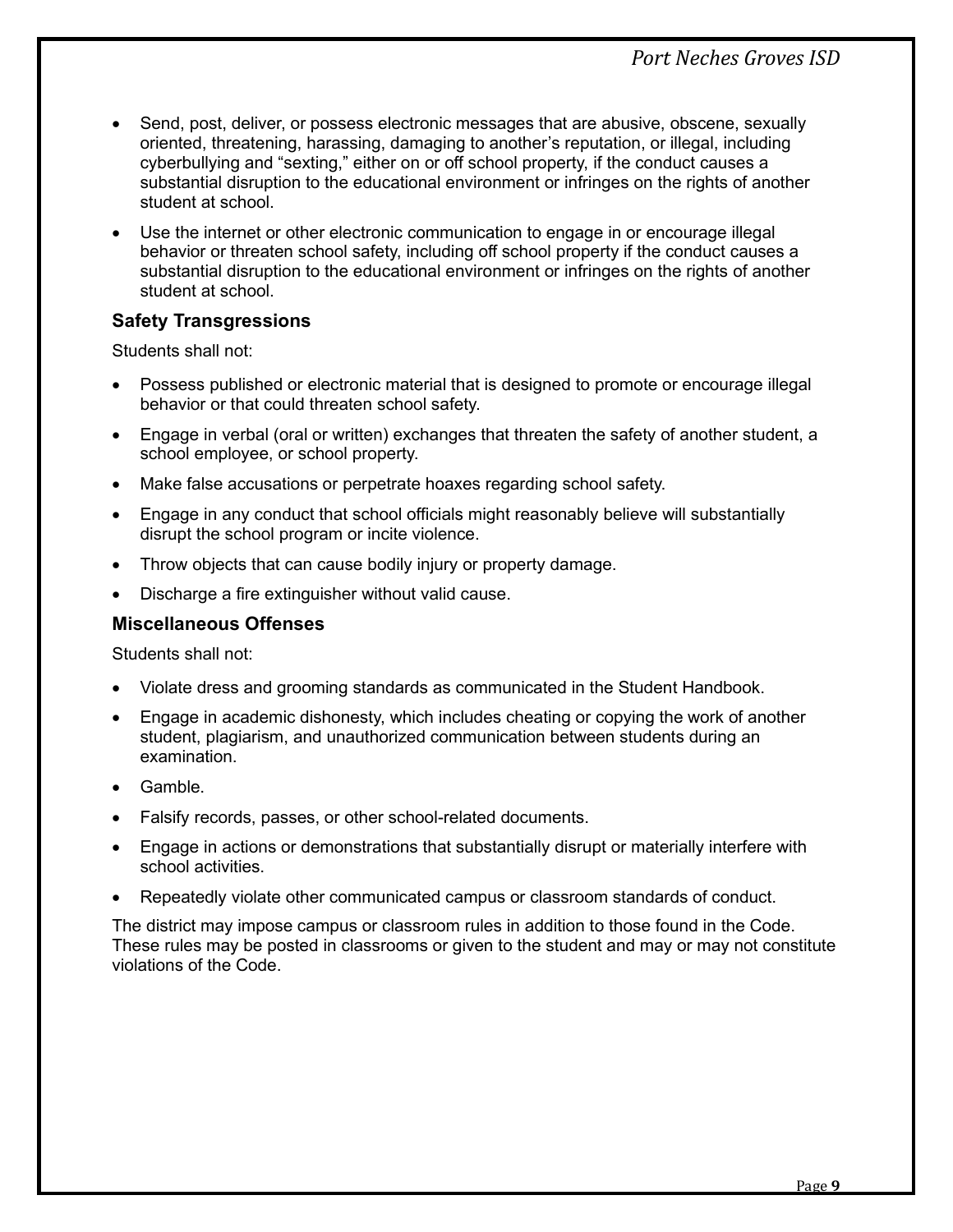- Send, post, deliver, or possess electronic messages that are abusive, obscene, sexually oriented, threatening, harassing, damaging to another's reputation, or illegal, including cyberbullying and "sexting," either on or off school property, if the conduct causes a substantial disruption to the educational environment or infringes on the rights of another student at school.
- Use the internet or other electronic communication to engage in or encourage illegal behavior or threaten school safety, including off school property if the conduct causes a substantial disruption to the educational environment or infringes on the rights of another student at school.

### Safety Transgressions

Students shall not:

- Possess published or electronic material that is designed to promote or encourage illegal behavior or that could threaten school safety.
- Engage in verbal (oral or written) exchanges that threaten the safety of another student, a school employee, or school property.
- Make false accusations or perpetrate hoaxes regarding school safety.
- Engage in any conduct that school officials might reasonably believe will substantially disrupt the school program or incite violence.
- Throw objects that can cause bodily injury or property damage.
- Discharge a fire extinguisher without valid cause.

### Miscellaneous Offenses

Students shall not:

- Violate dress and grooming standards as communicated in the Student Handbook.
- Engage in academic dishonesty, which includes cheating or copying the work of another student, plagiarism, and unauthorized communication between students during an examination.
- Gamble.
- Falsify records, passes, or other school-related documents.
- Engage in actions or demonstrations that substantially disrupt or materially interfere with school activities.
- Repeatedly violate other communicated campus or classroom standards of conduct.

The district may impose campus or classroom rules in addition to those found in the Code. These rules may be posted in classrooms or given to the student and may or may not constitute violations of the Code.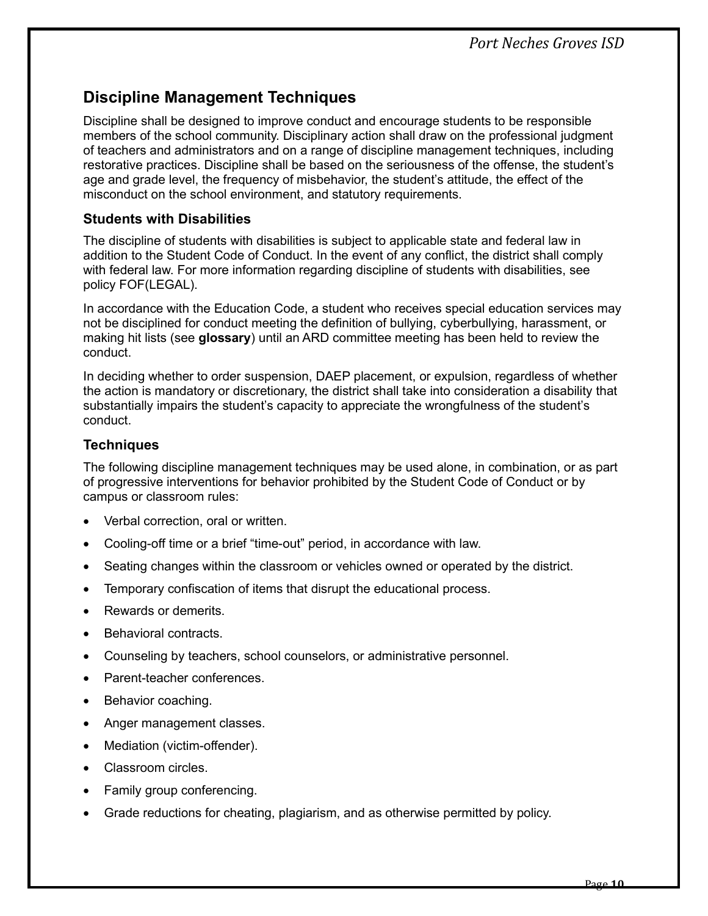## Discipline Management Techniques

Discipline shall be designed to improve conduct and encourage students to be responsible members of the school community. Disciplinary action shall draw on the professional judgment of teachers and administrators and on a range of discipline management techniques, including restorative practices. Discipline shall be based on the seriousness of the offense, the student's age and grade level, the frequency of misbehavior, the student's attitude, the effect of the misconduct on the school environment, and statutory requirements.

### Students with Disabilities

The discipline of students with disabilities is subject to applicable state and federal law in addition to the Student Code of Conduct. In the event of any conflict, the district shall comply with federal law. For more information regarding discipline of students with disabilities, see policy FOF(LEGAL).

In accordance with the Education Code, a student who receives special education services may not be disciplined for conduct meeting the definition of bullying, cyberbullying, harassment, or making hit lists (see **glossary**) until an ARD committee meeting has been held to review the conduct.

In deciding whether to order suspension, DAEP placement, or expulsion, regardless of whether the action is mandatory or discretionary, the district shall take into consideration a disability that substantially impairs the student's capacity to appreciate the wrongfulness of the student's conduct.

### Techniques

The following discipline management techniques may be used alone, in combination, or as part of progressive interventions for behavior prohibited by the Student Code of Conduct or by campus or classroom rules:

- Verbal correction, oral or written.
- Cooling-off time or a brief "time-out" period, in accordance with law.
- Seating changes within the classroom or vehicles owned or operated by the district.
- Temporary confiscation of items that disrupt the educational process.
- Rewards or demerits.
- Behavioral contracts.
- Counseling by teachers, school counselors, or administrative personnel.
- Parent-teacher conferences.
- Behavior coaching.
- Anger management classes.
- Mediation (victim-offender).
- Classroom circles.
- Family group conferencing.
- Grade reductions for cheating, plagiarism, and as otherwise permitted by policy.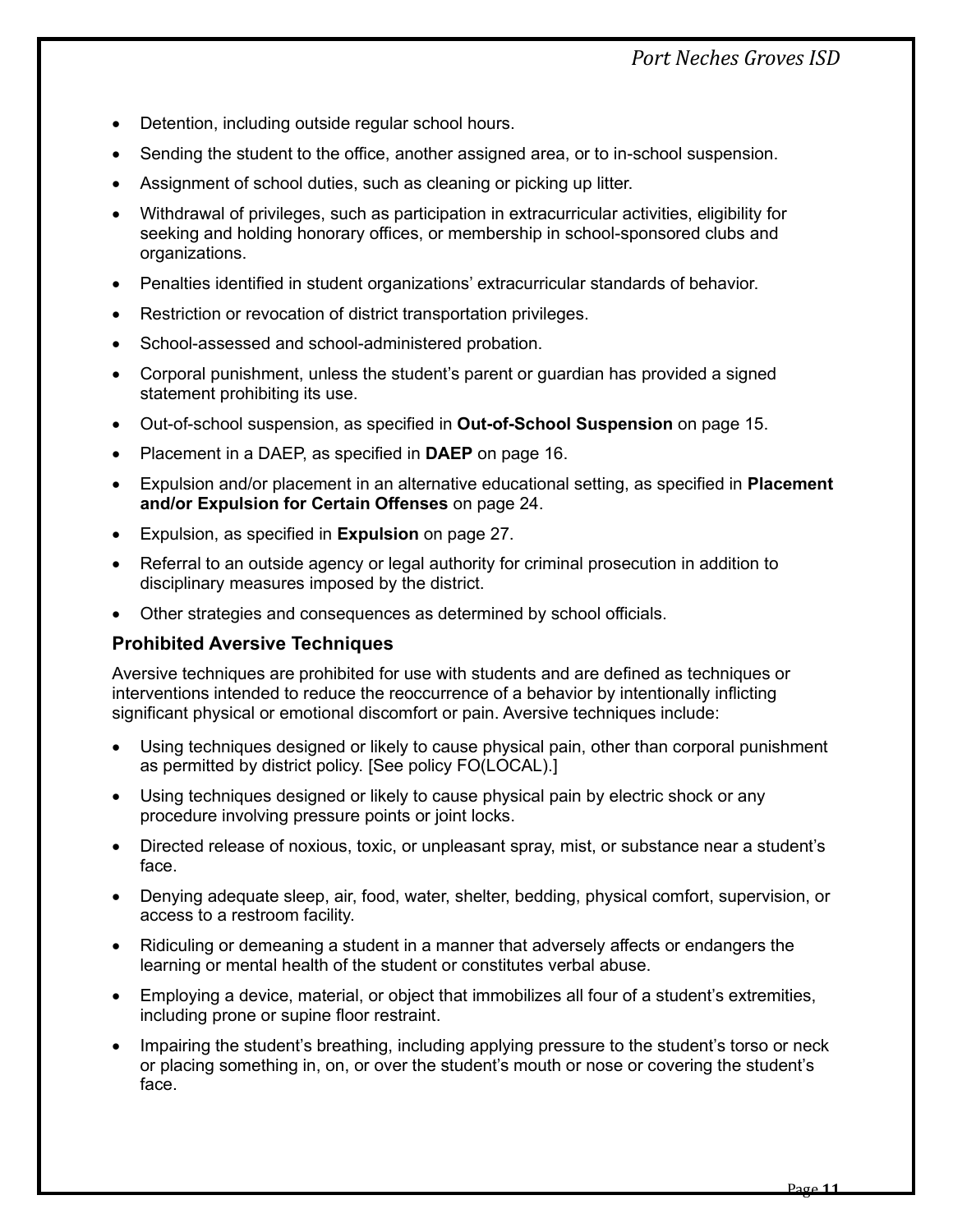- Detention, including outside regular school hours.
- Sending the student to the office, another assigned area, or to in-school suspension.
- Assignment of school duties, such as cleaning or picking up litter.
- Withdrawal of privileges, such as participation in extracurricular activities, eligibility for seeking and holding honorary offices, or membership in school-sponsored clubs and organizations.
- Penalties identified in student organizations' extracurricular standards of behavior.
- Restriction or revocation of district transportation privileges.
- School-assessed and school-administered probation.
- Corporal punishment, unless the student's parent or guardian has provided a signed statement prohibiting its use.
- Out-of-school suspension, as specified in **Out-of-School Suspension** on page 15.
- Placement in a DAEP, as specified in **DAEP** on page 16.
- Expulsion and/or placement in an alternative educational setting, as specified in **Placement and/or Expulsion for Certain Offenses** on page 24.
- Expulsion, as specified in **Expulsion** on page 27.
- Referral to an outside agency or legal authority for criminal prosecution in addition to disciplinary measures imposed by the district.
- Other strategies and consequences as determined by school officials.

### Prohibited Aversive Techniques

Aversive techniques are prohibited for use with students and are defined as techniques or interventions intended to reduce the reoccurrence of a behavior by intentionally inflicting significant physical or emotional discomfort or pain. Aversive techniques include:

- Using techniques designed or likely to cause physical pain, other than corporal punishment as permitted by district policy. [See policy FO(LOCAL).]
- Using techniques designed or likely to cause physical pain by electric shock or any procedure involving pressure points or joint locks.
- Directed release of noxious, toxic, or unpleasant spray, mist, or substance near a student's face.
- Denying adequate sleep, air, food, water, shelter, bedding, physical comfort, supervision, or access to a restroom facility.
- Ridiculing or demeaning a student in a manner that adversely affects or endangers the learning or mental health of the student or constitutes verbal abuse.
- Employing a device, material, or object that immobilizes all four of a student's extremities, including prone or supine floor restraint.
- Impairing the student's breathing, including applying pressure to the student's torso or neck or placing something in, on, or over the student's mouth or nose or covering the student's face.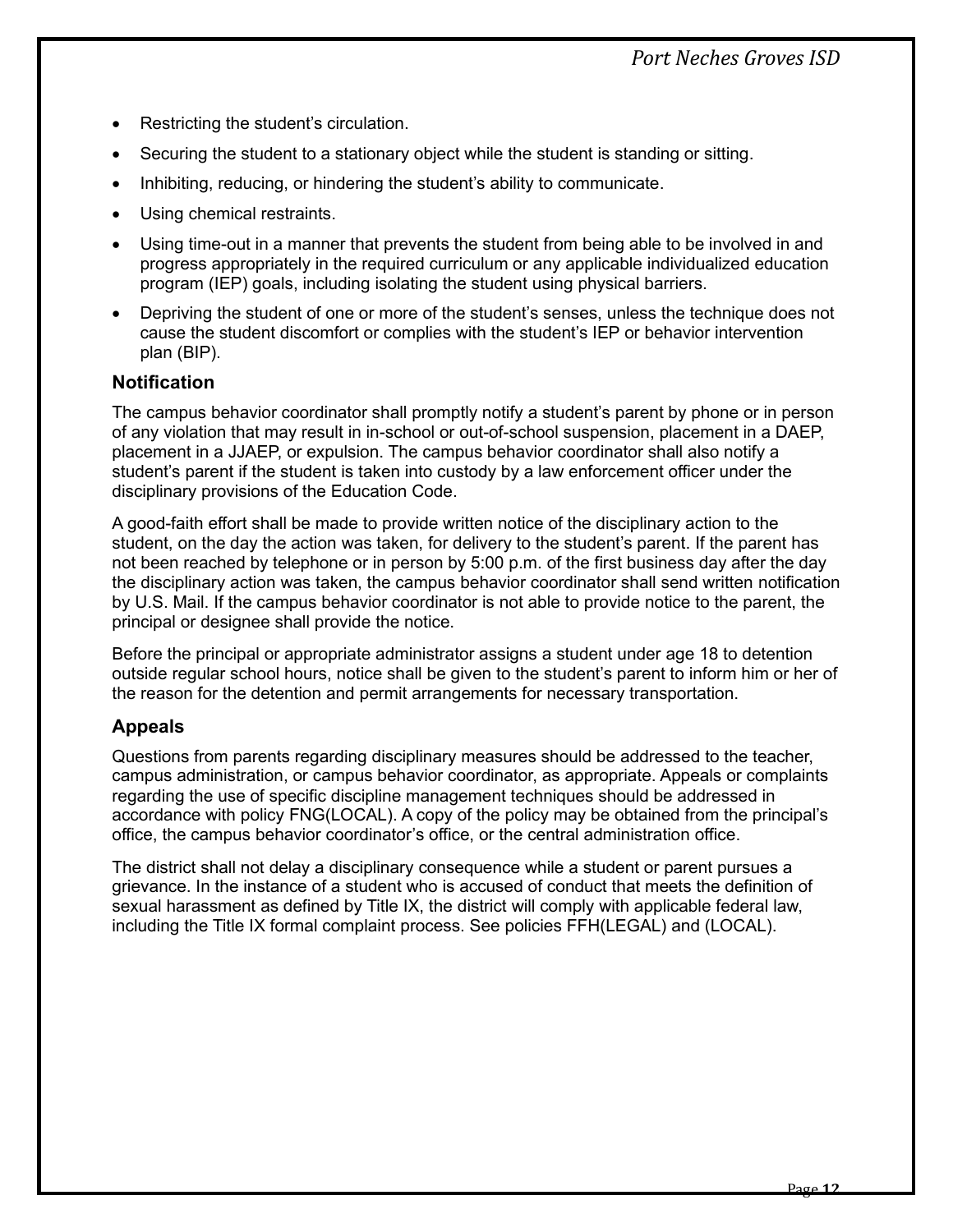- Restricting the student's circulation.
- Securing the student to a stationary object while the student is standing or sitting.
- Inhibiting, reducing, or hindering the student's ability to communicate.
- Using chemical restraints.
- Using time-out in a manner that prevents the student from being able to be involved in and progress appropriately in the required curriculum or any applicable individualized education program (IEP) goals, including isolating the student using physical barriers.
- Depriving the student of one or more of the student's senses, unless the technique does not cause the student discomfort or complies with the student's IEP or behavior intervention plan (BIP).

## Notification

The campus behavior coordinator shall promptly notify a student's parent by phone or in person of any violation that may result in in-school or out-of-school suspension, placement in a DAEP, placement in a JJAEP, or expulsion. The campus behavior coordinator shall also notify a student's parent if the student is taken into custody by a law enforcement officer under the disciplinary provisions of the Education Code.

A good-faith effort shall be made to provide written notice of the disciplinary action to the student, on the day the action was taken, for delivery to the student's parent. If the parent has not been reached by telephone or in person by 5:00 p.m. of the first business day after the day the disciplinary action was taken, the campus behavior coordinator shall send written notification by U.S. Mail. If the campus behavior coordinator is not able to provide notice to the parent, the principal or designee shall provide the notice.

Before the principal or appropriate administrator assigns a student under age 18 to detention outside regular school hours, notice shall be given to the student's parent to inform him or her of the reason for the detention and permit arrangements for necessary transportation.

## Appeals

Questions from parents regarding disciplinary measures should be addressed to the teacher, campus administration, or campus behavior coordinator, as appropriate. Appeals or complaints regarding the use of specific discipline management techniques should be addressed in accordance with policy FNG(LOCAL). A copy of the policy may be obtained from the principal's office, the campus behavior coordinator's office, or the central administration office.

The district shall not delay a disciplinary consequence while a student or parent pursues a grievance. In the instance of a student who is accused of conduct that meets the definition of sexual harassment as defined by Title IX, the district will comply with applicable federal law, including the Title IX formal complaint process. See policies FFH(LEGAL) and (LOCAL).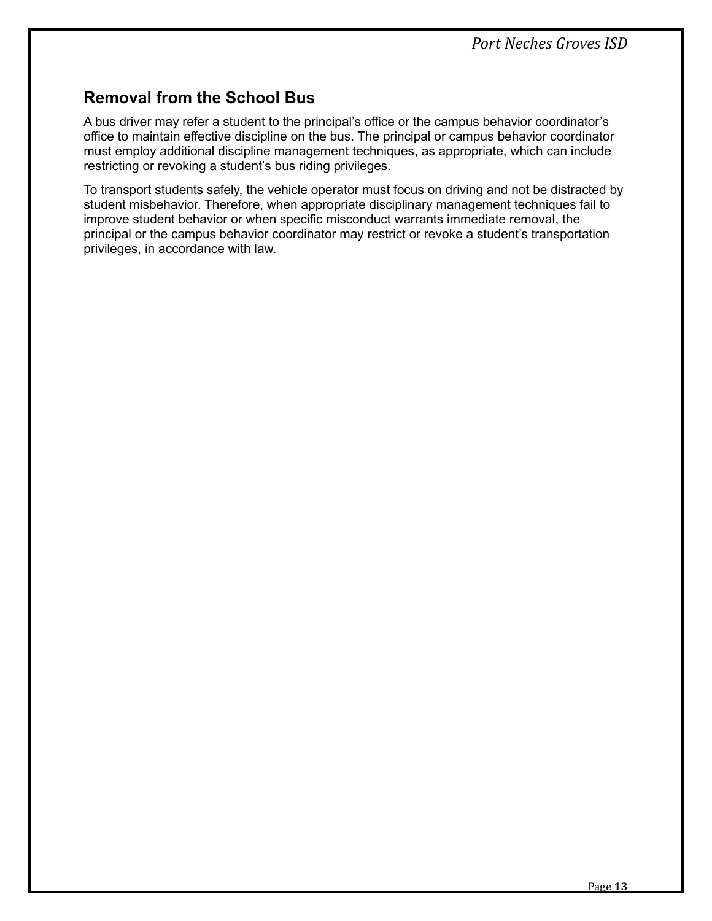## Removal from the School Bus

A bus driver may refer a student to the principal's office or the campus behavior coordinator's office to maintain effective discipline on the bus. The principal or campus behavior coordinator must employ additional discipline management techniques, as appropriate, which can include restricting or revoking a student's bus riding privileges.

To transport students safely, the vehicle operator must focus on driving and not be distracted by student misbehavior. Therefore, when appropriate disciplinary management techniques fail to improve student behavior or when specific misconduct warrants immediate removal, the principal or the campus behavior coordinator may restrict or revoke a student's transportation privileges, in accordance with law.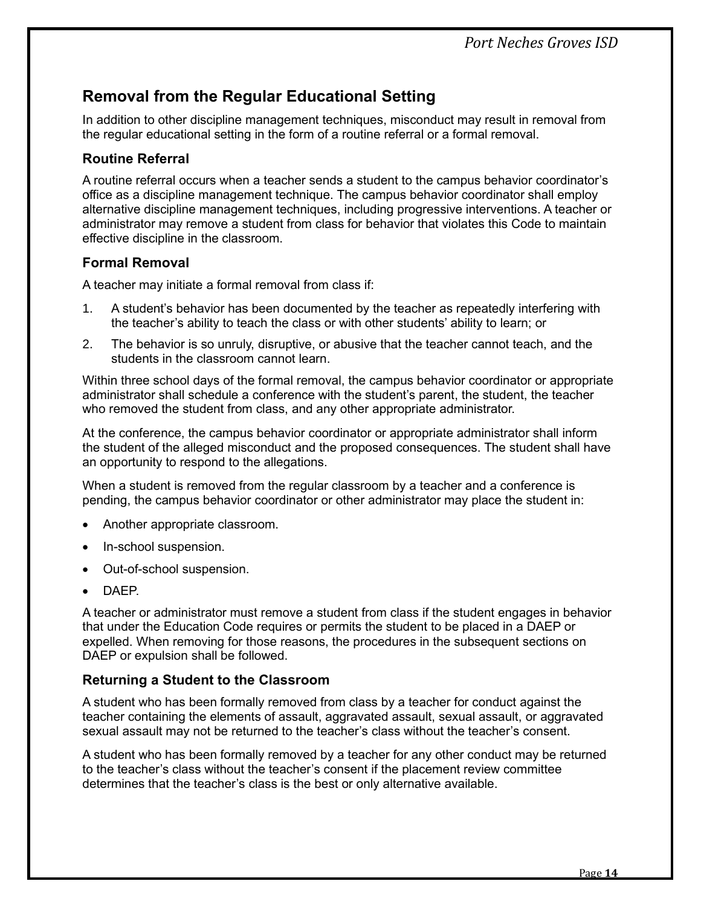## Removal from the Regular Educational Setting

In addition to other discipline management techniques, misconduct may result in removal from the regular educational setting in the form of a routine referral or a formal removal.

### Routine Referral

A routine referral occurs when a teacher sends a student to the campus behavior coordinator's office as a discipline management technique. The campus behavior coordinator shall employ alternative discipline management techniques, including progressive interventions. A teacher or administrator may remove a student from class for behavior that violates this Code to maintain effective discipline in the classroom.

### Formal Removal

A teacher may initiate a formal removal from class if:

1. A student's behavior has been documented by the teacher as repeatedly interfering with the teacher's ability to teach the class or with other students' ability to learn; or
2. The behavior is so unruly, disruptive, or abusive that the teacher cannot teach, and the students in the classroom cannot learn.

Within three school days of the formal removal, the campus behavior coordinator or appropriate administrator shall schedule a conference with the student's parent, the student, the teacher who removed the student from class, and any other appropriate administrator.

At the conference, the campus behavior coordinator or appropriate administrator shall inform the student of the alleged misconduct and the proposed consequences. The student shall have an opportunity to respond to the allegations.

When a student is removed from the regular classroom by a teacher and a conference is pending, the campus behavior coordinator or other administrator may place the student in:

- Another appropriate classroom.
- In-school suspension.
- Out-of-school suspension.
- DAEP.

A teacher or administrator must remove a student from class if the student engages in behavior that under the Education Code requires or permits the student to be placed in a DAEP or expelled. When removing for those reasons, the procedures in the subsequent sections on DAEP or expulsion shall be followed.

### Returning a Student to the Classroom

A student who has been formally removed from class by a teacher for conduct against the teacher containing the elements of assault, aggravated assault, sexual assault, or aggravated sexual assault may not be returned to the teacher's class without the teacher's consent.

A student who has been formally removed by a teacher for any other conduct may be returned to the teacher's class without the teacher's consent if the placement review committee determines that the teacher's class is the best or only alternative available.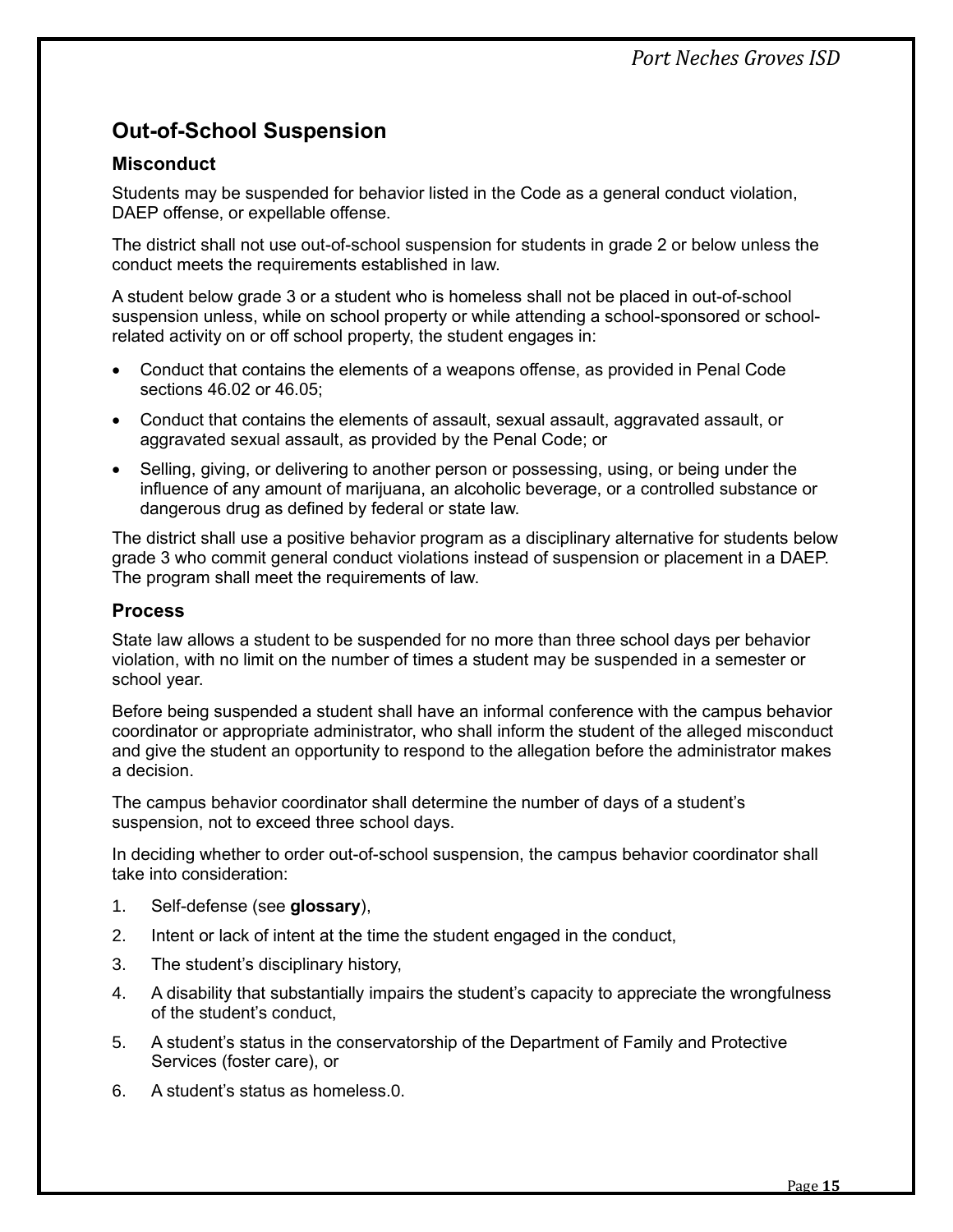## Out-of-School Suspension

### Misconduct

Students may be suspended for behavior listed in the Code as a general conduct violation, DAEP offense, or expellable offense.

The district shall not use out-of-school suspension for students in grade 2 or below unless the conduct meets the requirements established in law.

A student below grade 3 or a student who is homeless shall not be placed in out-of-school suspension unless, while on school property or while attending a school-sponsored or school-related activity on or off school property, the student engages in:

- Conduct that contains the elements of a weapons offense, as provided in Penal Code sections 46.02 or 46.05;
- Conduct that contains the elements of assault, sexual assault, aggravated assault, or aggravated sexual assault, as provided by the Penal Code; or
- Selling, giving, or delivering to another person or possessing, using, or being under the influence of any amount of marijuana, an alcoholic beverage, or a controlled substance or dangerous drug as defined by federal or state law.

The district shall use a positive behavior program as a disciplinary alternative for students below grade 3 who commit general conduct violations instead of suspension or placement in a DAEP. The program shall meet the requirements of law.

### Process

State law allows a student to be suspended for no more than three school days per behavior violation, with no limit on the number of times a student may be suspended in a semester or school year.

Before being suspended a student shall have an informal conference with the campus behavior coordinator or appropriate administrator, who shall inform the student of the alleged misconduct and give the student an opportunity to respond to the allegation before the administrator makes a decision.

The campus behavior coordinator shall determine the number of days of a student's suspension, not to exceed three school days.

In deciding whether to order out-of-school suspension, the campus behavior coordinator shall take into consideration:

1. Self-defense (see **glossary**),
2. Intent or lack of intent at the time the student engaged in the conduct,
3. The student's disciplinary history,
4. A disability that substantially impairs the student's capacity to appreciate the wrongfulness of the student's conduct,
5. A student's status in the conservatorship of the Department of Family and Protective Services (foster care), or
6. A student's status as homeless.0.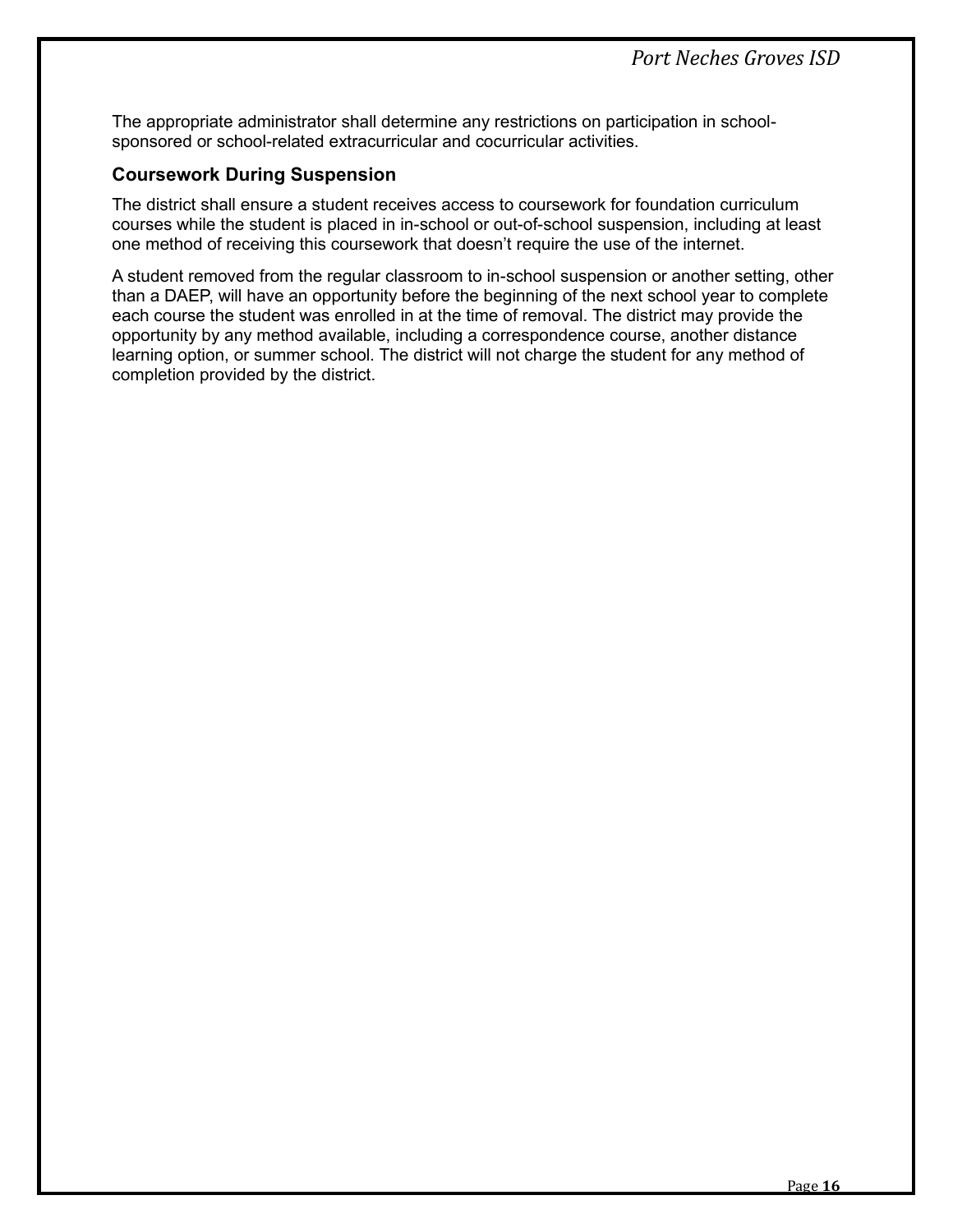The appropriate administrator shall determine any restrictions on participation in school-sponsored or school-related extracurricular and cocurricular activities.

### Coursework During Suspension

The district shall ensure a student receives access to coursework for foundation curriculum courses while the student is placed in in-school or out-of-school suspension, including at least one method of receiving this coursework that doesn't require the use of the internet.

A student removed from the regular classroom to in-school suspension or another setting, other than a DAEP, will have an opportunity before the beginning of the next school year to complete each course the student was enrolled in at the time of removal. The district may provide the opportunity by any method available, including a correspondence course, another distance learning option, or summer school. The district will not charge the student for any method of completion provided by the district.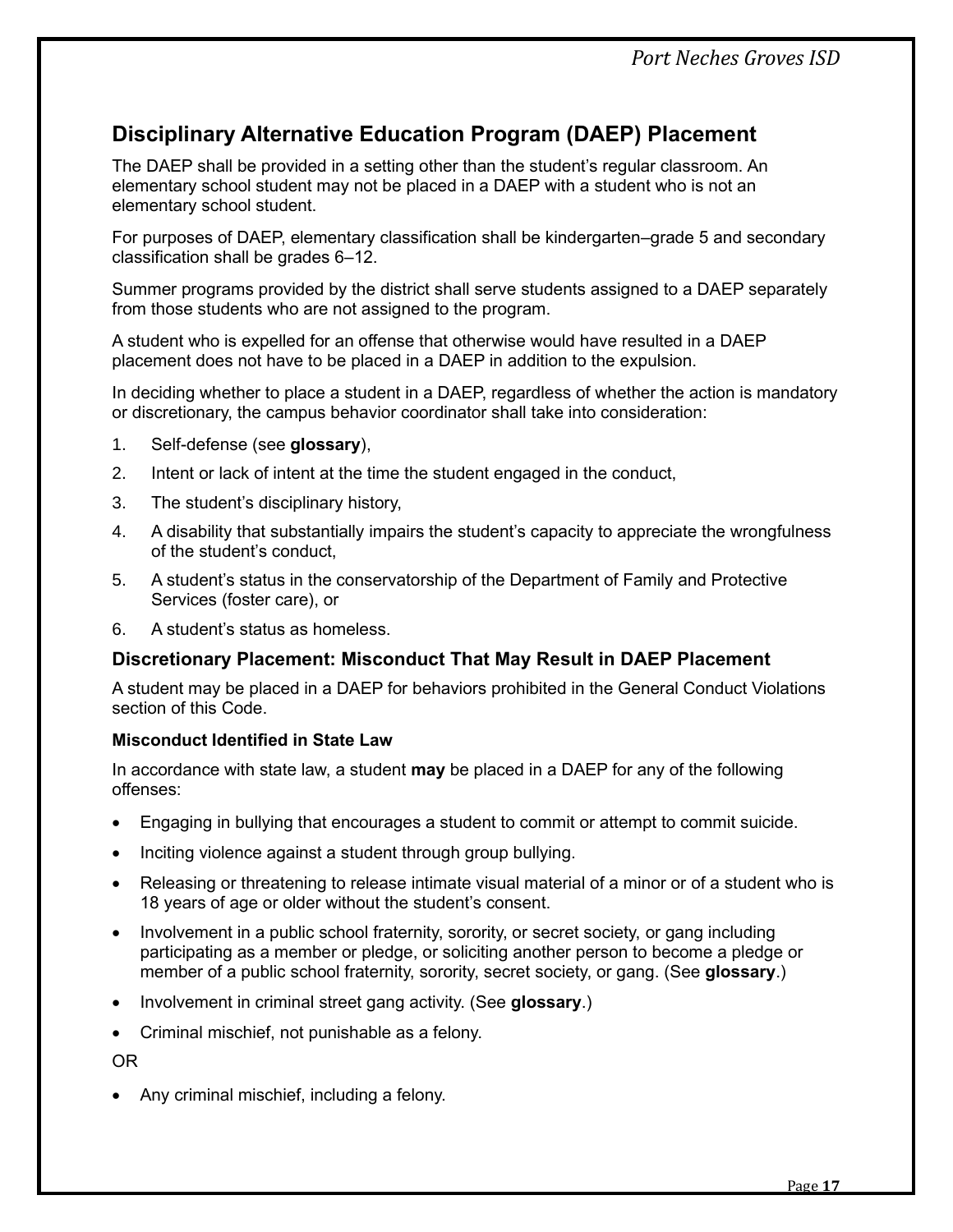## Disciplinary Alternative Education Program (DAEP) Placement

The DAEP shall be provided in a setting other than the student's regular classroom. An elementary school student may not be placed in a DAEP with a student who is not an elementary school student.

For purposes of DAEP, elementary classification shall be kindergarten–grade 5 and secondary classification shall be grades 6–12.

Summer programs provided by the district shall serve students assigned to a DAEP separately from those students who are not assigned to the program.

A student who is expelled for an offense that otherwise would have resulted in a DAEP placement does not have to be placed in a DAEP in addition to the expulsion.

In deciding whether to place a student in a DAEP, regardless of whether the action is mandatory or discretionary, the campus behavior coordinator shall take into consideration:

1. Self-defense (see **glossary**),
2. Intent or lack of intent at the time the student engaged in the conduct,
3. The student's disciplinary history,
4. A disability that substantially impairs the student's capacity to appreciate the wrongfulness of the student's conduct,
5. A student's status in the conservatorship of the Department of Family and Protective Services (foster care), or
6. A student's status as homeless.

### Discretionary Placement: Misconduct That May Result in DAEP Placement

A student may be placed in a DAEP for behaviors prohibited in the General Conduct Violations section of this Code.

#### Misconduct Identified in State Law

In accordance with state law, a student **may** be placed in a DAEP for any of the following offenses:

- Engaging in bullying that encourages a student to commit or attempt to commit suicide.
- Inciting violence against a student through group bullying.
- Releasing or threatening to release intimate visual material of a minor or of a student who is 18 years of age or older without the student's consent.
- Involvement in a public school fraternity, sorority, or secret society, or gang including participating as a member or pledge, or soliciting another person to become a pledge or member of a public school fraternity, sorority, secret society, or gang. (See **glossary**.)
- Involvement in criminal street gang activity. (See **glossary**.)
- Criminal mischief, not punishable as a felony.

OR

- Any criminal mischief, including a felony.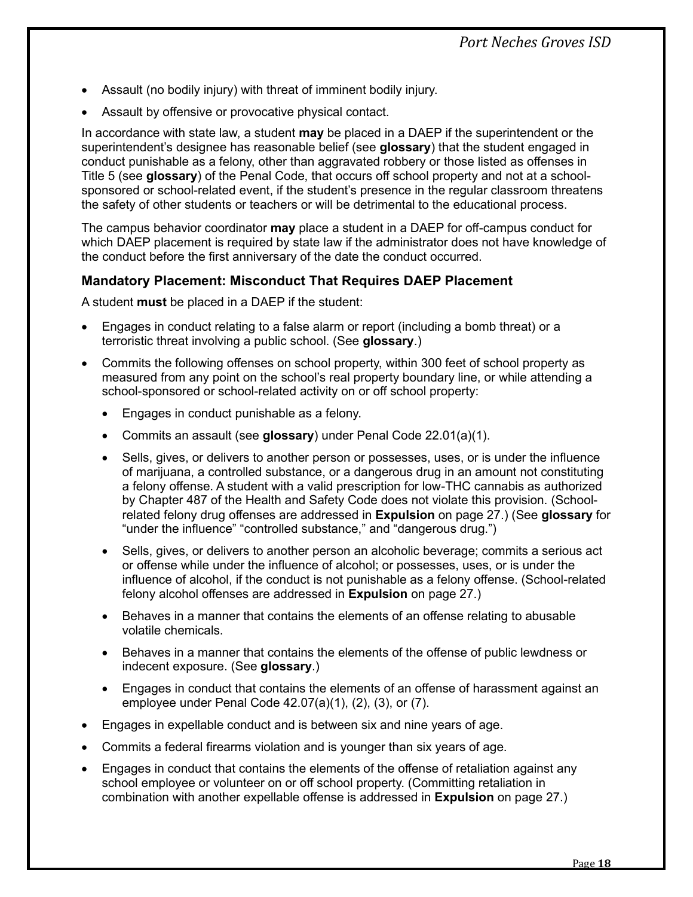- Assault (no bodily injury) with threat of imminent bodily injury.
- Assault by offensive or provocative physical contact.

In accordance with state law, a student **may** be placed in a DAEP if the superintendent or the superintendent's designee has reasonable belief (see **glossary**) that the student engaged in conduct punishable as a felony, other than aggravated robbery or those listed as offenses in Title 5 (see **glossary**) of the Penal Code, that occurs off school property and not at a school-sponsored or school-related event, if the student's presence in the regular classroom threatens the safety of other students or teachers or will be detrimental to the educational process.

The campus behavior coordinator **may** place a student in a DAEP for off-campus conduct for which DAEP placement is required by state law if the administrator does not have knowledge of the conduct before the first anniversary of the date the conduct occurred.

### Mandatory Placement: Misconduct That Requires DAEP Placement

A student **must** be placed in a DAEP if the student:

- Engages in conduct relating to a false alarm or report (including a bomb threat) or a terroristic threat involving a public school. (See **glossary**.)
- Commits the following offenses on school property, within 300 feet of school property as measured from any point on the school's real property boundary line, or while attending a school-sponsored or school-related activity on or off school property:
  - Engages in conduct punishable as a felony.
  - Commits an assault (see **glossary**) under Penal Code 22.01(a)(1).
  - Sells, gives, or delivers to another person or possesses, uses, or is under the influence of marijuana, a controlled substance, or a dangerous drug in an amount not constituting a felony offense. A student with a valid prescription for low-THC cannabis as authorized by Chapter 487 of the Health and Safety Code does not violate this provision. (School-related felony drug offenses are addressed in **Expulsion** on page 27.) (See **glossary** for "under the influence" "controlled substance," and "dangerous drug.")
  - Sells, gives, or delivers to another person an alcoholic beverage; commits a serious act or offense while under the influence of alcohol; or possesses, uses, or is under the influence of alcohol, if the conduct is not punishable as a felony offense. (School-related felony alcohol offenses are addressed in **Expulsion** on page 27.)
  - Behaves in a manner that contains the elements of an offense relating to abusable volatile chemicals.
  - Behaves in a manner that contains the elements of the offense of public lewdness or indecent exposure. (See **glossary**.)
  - Engages in conduct that contains the elements of an offense of harassment against an employee under Penal Code 42.07(a)(1), (2), (3), or (7).
- Engages in expellable conduct and is between six and nine years of age.
- Commits a federal firearms violation and is younger than six years of age.
- Engages in conduct that contains the elements of the offense of retaliation against any school employee or volunteer on or off school property. (Committing retaliation in combination with another expellable offense is addressed in **Expulsion** on page 27.)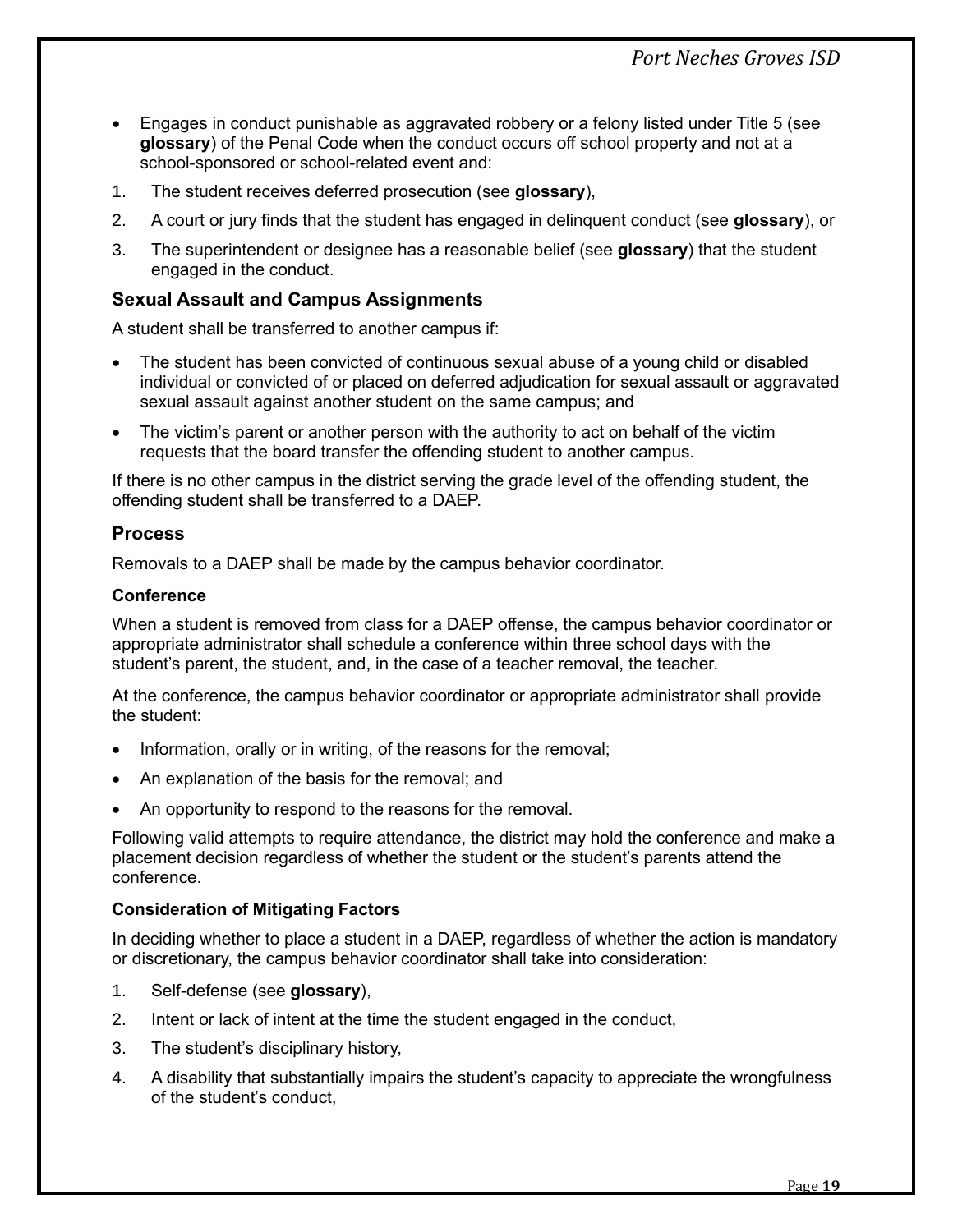- Engages in conduct punishable as aggravated robbery or a felony listed under Title 5 (see **glossary**) of the Penal Code when the conduct occurs off school property and not at a school-sponsored or school-related event and:

1. The student receives deferred prosecution (see **glossary**),
2. A court or jury finds that the student has engaged in delinquent conduct (see **glossary**), or
3. The superintendent or designee has a reasonable belief (see **glossary**) that the student engaged in the conduct.

## Sexual Assault and Campus Assignments

A student shall be transferred to another campus if:

- The student has been convicted of continuous sexual abuse of a young child or disabled individual or convicted of or placed on deferred adjudication for sexual assault or aggravated sexual assault against another student on the same campus; and
- The victim's parent or another person with the authority to act on behalf of the victim requests that the board transfer the offending student to another campus.

If there is no other campus in the district serving the grade level of the offending student, the offending student shall be transferred to a DAEP.

## Process

Removals to a DAEP shall be made by the campus behavior coordinator.

### Conference

When a student is removed from class for a DAEP offense, the campus behavior coordinator or appropriate administrator shall schedule a conference within three school days with the student's parent, the student, and, in the case of a teacher removal, the teacher.

At the conference, the campus behavior coordinator or appropriate administrator shall provide the student:

- Information, orally or in writing, of the reasons for the removal;
- An explanation of the basis for the removal; and
- An opportunity to respond to the reasons for the removal.

Following valid attempts to require attendance, the district may hold the conference and make a placement decision regardless of whether the student or the student's parents attend the conference.

### Consideration of Mitigating Factors

In deciding whether to place a student in a DAEP, regardless of whether the action is mandatory or discretionary, the campus behavior coordinator shall take into consideration:

1. Self-defense (see **glossary**),
2. Intent or lack of intent at the time the student engaged in the conduct,
3. The student's disciplinary history,
4. A disability that substantially impairs the student's capacity to appreciate the wrongfulness of the student's conduct,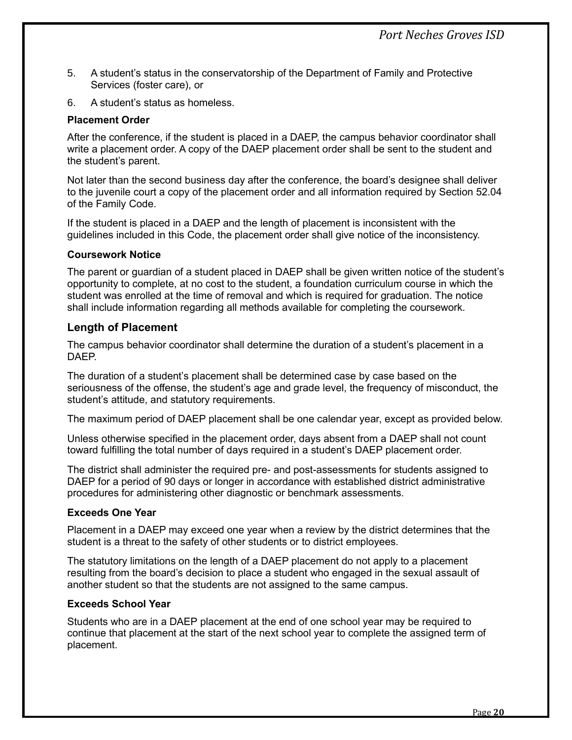5. A student's status in the conservatorship of the Department of Family and Protective Services (foster care), or
6. A student's status as homeless.

### Placement Order

After the conference, if the student is placed in a DAEP, the campus behavior coordinator shall write a placement order. A copy of the DAEP placement order shall be sent to the student and the student's parent.

Not later than the second business day after the conference, the board's designee shall deliver to the juvenile court a copy of the placement order and all information required by Section 52.04 of the Family Code.

If the student is placed in a DAEP and the length of placement is inconsistent with the guidelines included in this Code, the placement order shall give notice of the inconsistency.

### Coursework Notice

The parent or guardian of a student placed in DAEP shall be given written notice of the student's opportunity to complete, at no cost to the student, a foundation curriculum course in which the student was enrolled at the time of removal and which is required for graduation. The notice shall include information regarding all methods available for completing the coursework.

## Length of Placement

The campus behavior coordinator shall determine the duration of a student's placement in a DAEP.

The duration of a student's placement shall be determined case by case based on the seriousness of the offense, the student's age and grade level, the frequency of misconduct, the student's attitude, and statutory requirements.

The maximum period of DAEP placement shall be one calendar year, except as provided below.

Unless otherwise specified in the placement order, days absent from a DAEP shall not count toward fulfilling the total number of days required in a student's DAEP placement order.

The district shall administer the required pre- and post-assessments for students assigned to DAEP for a period of 90 days or longer in accordance with established district administrative procedures for administering other diagnostic or benchmark assessments.

### Exceeds One Year

Placement in a DAEP may exceed one year when a review by the district determines that the student is a threat to the safety of other students or to district employees.

The statutory limitations on the length of a DAEP placement do not apply to a placement resulting from the board's decision to place a student who engaged in the sexual assault of another student so that the students are not assigned to the same campus.

### Exceeds School Year

Students who are in a DAEP placement at the end of one school year may be required to continue that placement at the start of the next school year to complete the assigned term of placement.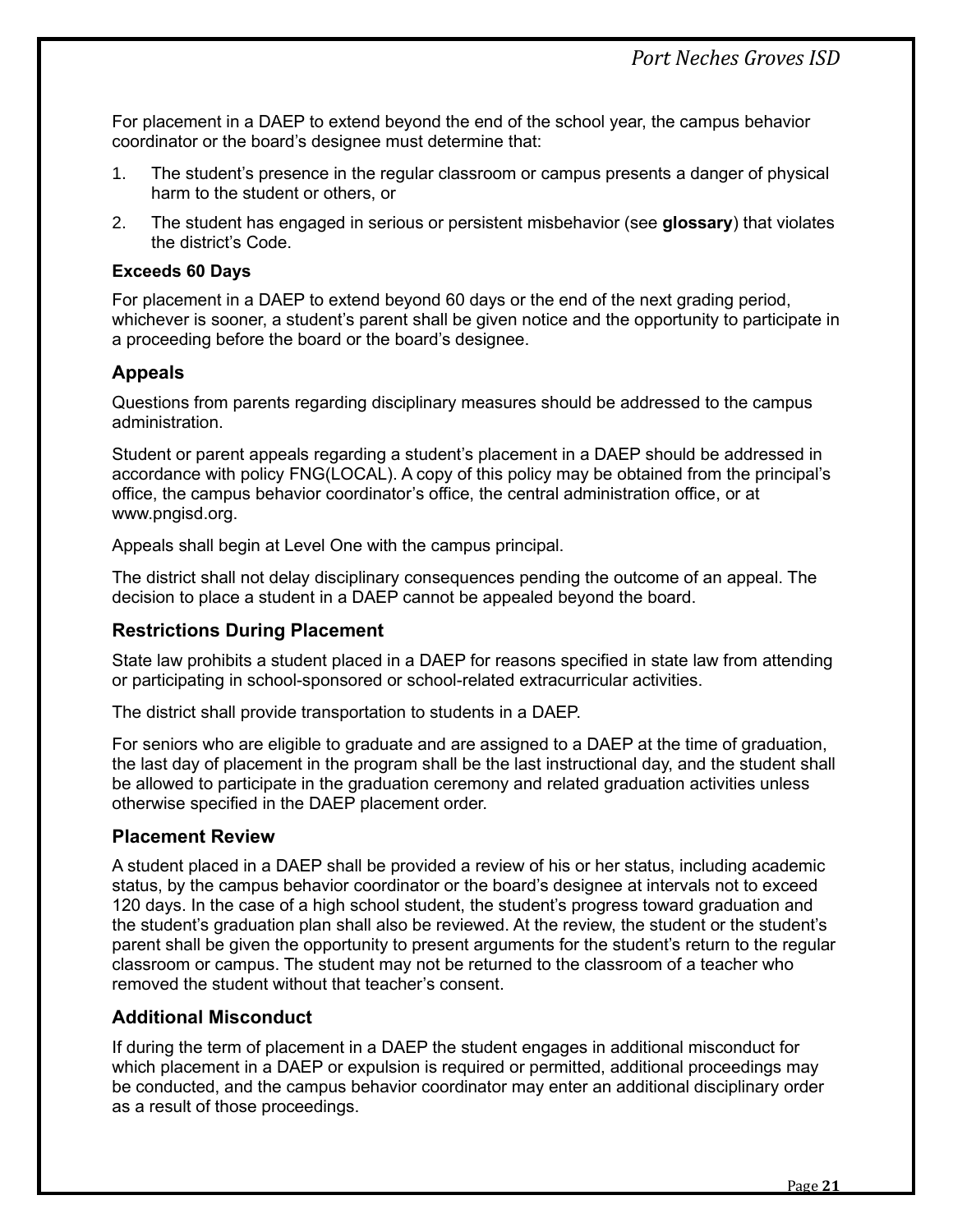For placement in a DAEP to extend beyond the end of the school year, the campus behavior coordinator or the board's designee must determine that:

1. The student's presence in the regular classroom or campus presents a danger of physical harm to the student or others, or
2. The student has engaged in serious or persistent misbehavior (see **glossary**) that violates the district's Code.

#### Exceeds 60 Days

For placement in a DAEP to extend beyond 60 days or the end of the next grading period, whichever is sooner, a student's parent shall be given notice and the opportunity to participate in a proceeding before the board or the board's designee.

### Appeals

Questions from parents regarding disciplinary measures should be addressed to the campus administration.

Student or parent appeals regarding a student's placement in a DAEP should be addressed in accordance with policy FNG(LOCAL). A copy of this policy may be obtained from the principal's office, the campus behavior coordinator's office, the central administration office, or at www.pngisd.org.

Appeals shall begin at Level One with the campus principal.

The district shall not delay disciplinary consequences pending the outcome of an appeal. The decision to place a student in a DAEP cannot be appealed beyond the board.

### Restrictions During Placement

State law prohibits a student placed in a DAEP for reasons specified in state law from attending or participating in school-sponsored or school-related extracurricular activities.

The district shall provide transportation to students in a DAEP.

For seniors who are eligible to graduate and are assigned to a DAEP at the time of graduation, the last day of placement in the program shall be the last instructional day, and the student shall be allowed to participate in the graduation ceremony and related graduation activities unless otherwise specified in the DAEP placement order.

### Placement Review

A student placed in a DAEP shall be provided a review of his or her status, including academic status, by the campus behavior coordinator or the board's designee at intervals not to exceed 120 days. In the case of a high school student, the student's progress toward graduation and the student's graduation plan shall also be reviewed. At the review, the student or the student's parent shall be given the opportunity to present arguments for the student's return to the regular classroom or campus. The student may not be returned to the classroom of a teacher who removed the student without that teacher's consent.

### Additional Misconduct

If during the term of placement in a DAEP the student engages in additional misconduct for which placement in a DAEP or expulsion is required or permitted, additional proceedings may be conducted, and the campus behavior coordinator may enter an additional disciplinary order as a result of those proceedings.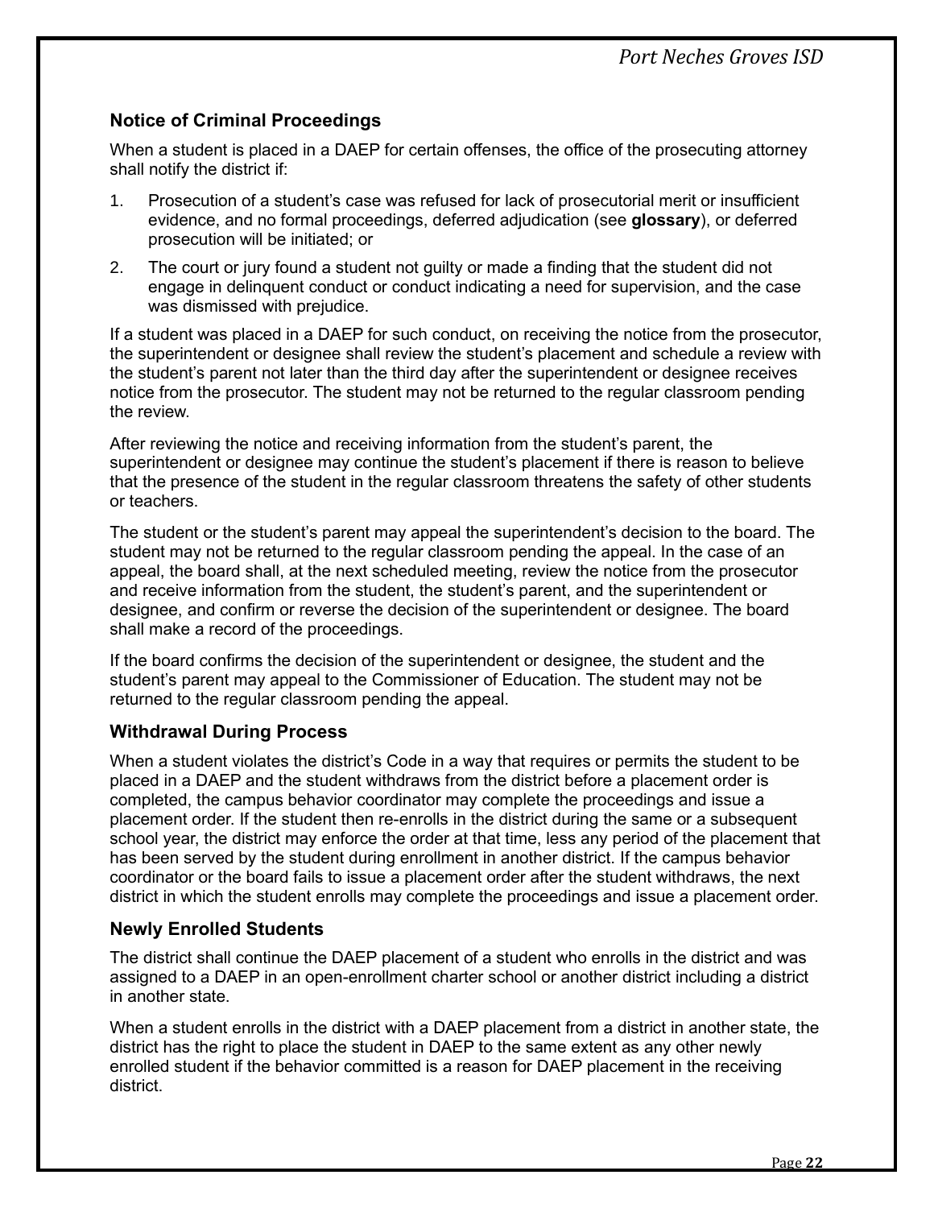### Notice of Criminal Proceedings

When a student is placed in a DAEP for certain offenses, the office of the prosecuting attorney shall notify the district if:

1. Prosecution of a student's case was refused for lack of prosecutorial merit or insufficient evidence, and no formal proceedings, deferred adjudication (see **glossary**), or deferred prosecution will be initiated; or
2. The court or jury found a student not guilty or made a finding that the student did not engage in delinquent conduct or conduct indicating a need for supervision, and the case was dismissed with prejudice.

If a student was placed in a DAEP for such conduct, on receiving the notice from the prosecutor, the superintendent or designee shall review the student's placement and schedule a review with the student's parent not later than the third day after the superintendent or designee receives notice from the prosecutor. The student may not be returned to the regular classroom pending the review.

After reviewing the notice and receiving information from the student's parent, the superintendent or designee may continue the student's placement if there is reason to believe that the presence of the student in the regular classroom threatens the safety of other students or teachers.

The student or the student's parent may appeal the superintendent's decision to the board. The student may not be returned to the regular classroom pending the appeal. In the case of an appeal, the board shall, at the next scheduled meeting, review the notice from the prosecutor and receive information from the student, the student's parent, and the superintendent or designee, and confirm or reverse the decision of the superintendent or designee. The board shall make a record of the proceedings.

If the board confirms the decision of the superintendent or designee, the student and the student's parent may appeal to the Commissioner of Education. The student may not be returned to the regular classroom pending the appeal.

### Withdrawal During Process

When a student violates the district's Code in a way that requires or permits the student to be placed in a DAEP and the student withdraws from the district before a placement order is completed, the campus behavior coordinator may complete the proceedings and issue a placement order. If the student then re-enrolls in the district during the same or a subsequent school year, the district may enforce the order at that time, less any period of the placement that has been served by the student during enrollment in another district. If the campus behavior coordinator or the board fails to issue a placement order after the student withdraws, the next district in which the student enrolls may complete the proceedings and issue a placement order.

### Newly Enrolled Students

The district shall continue the DAEP placement of a student who enrolls in the district and was assigned to a DAEP in an open-enrollment charter school or another district including a district in another state.

When a student enrolls in the district with a DAEP placement from a district in another state, the district has the right to place the student in DAEP to the same extent as any other newly enrolled student if the behavior committed is a reason for DAEP placement in the receiving district.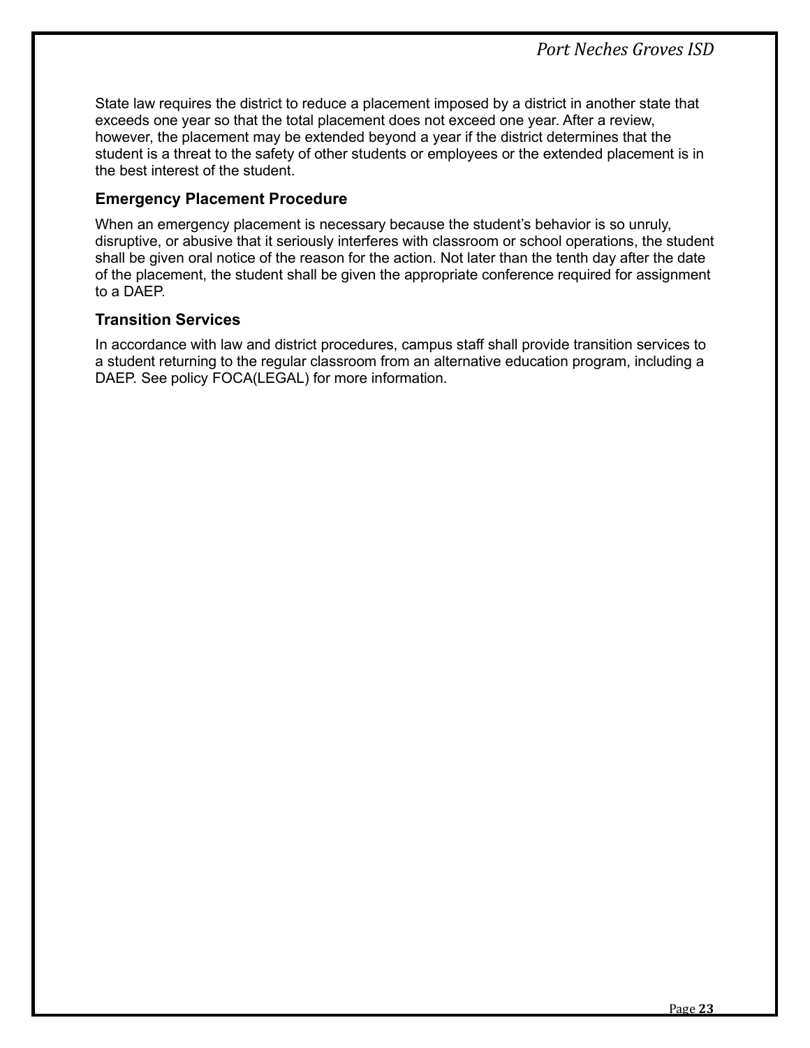State law requires the district to reduce a placement imposed by a district in another state that exceeds one year so that the total placement does not exceed one year. After a review, however, the placement may be extended beyond a year if the district determines that the student is a threat to the safety of other students or employees or the extended placement is in the best interest of the student.

### Emergency Placement Procedure

When an emergency placement is necessary because the student's behavior is so unruly, disruptive, or abusive that it seriously interferes with classroom or school operations, the student shall be given oral notice of the reason for the action. Not later than the tenth day after the date of the placement, the student shall be given the appropriate conference required for assignment to a DAEP.

### Transition Services

In accordance with law and district procedures, campus staff shall provide transition services to a student returning to the regular classroom from an alternative education program, including a DAEP. See policy FOCA(LEGAL) for more information.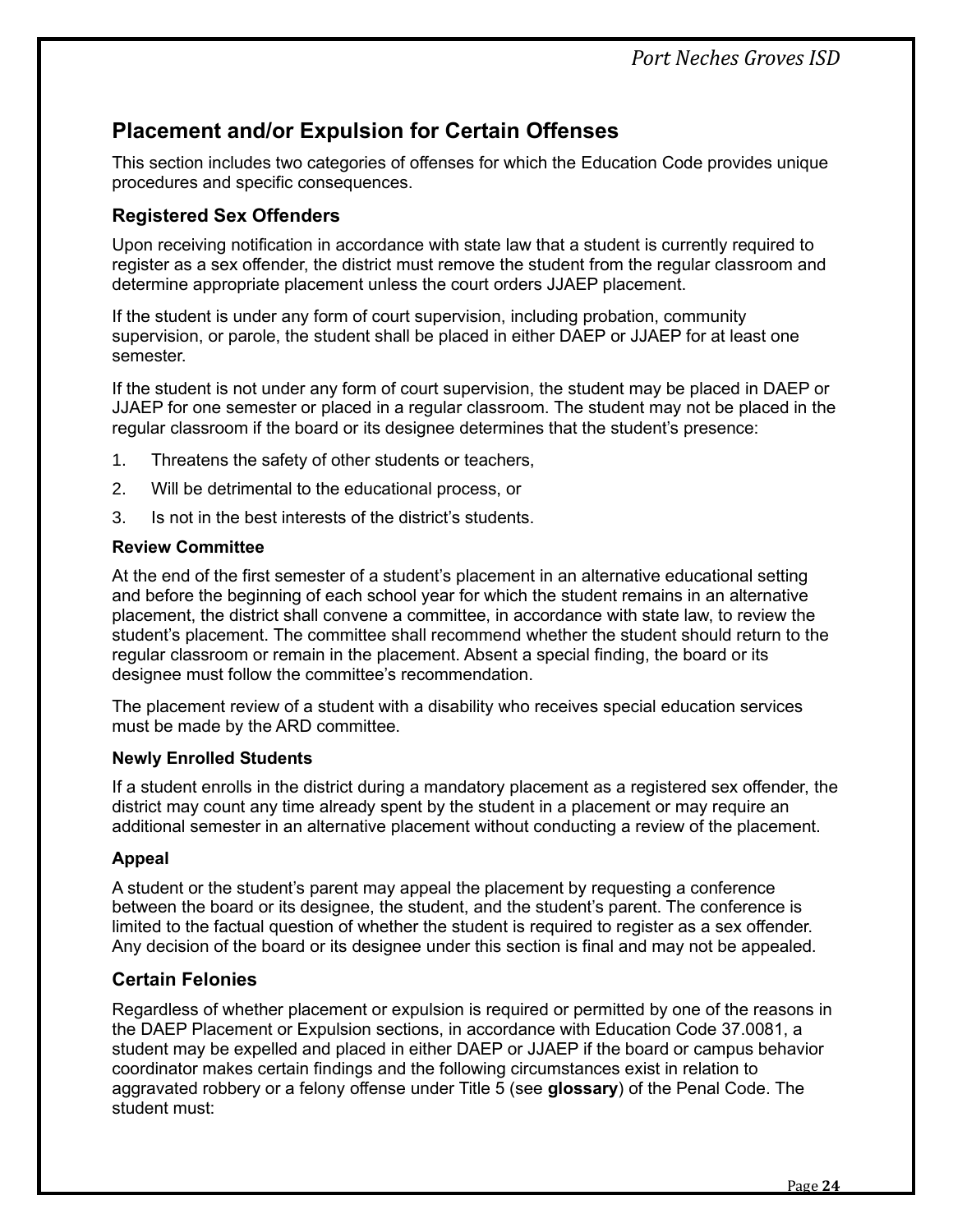## Placement and/or Expulsion for Certain Offenses

This section includes two categories of offenses for which the Education Code provides unique procedures and specific consequences.

### Registered Sex Offenders

Upon receiving notification in accordance with state law that a student is currently required to register as a sex offender, the district must remove the student from the regular classroom and determine appropriate placement unless the court orders JJAEP placement.

If the student is under any form of court supervision, including probation, community supervision, or parole, the student shall be placed in either DAEP or JJAEP for at least one semester.

If the student is not under any form of court supervision, the student may be placed in DAEP or JJAEP for one semester or placed in a regular classroom. The student may not be placed in the regular classroom if the board or its designee determines that the student's presence:

1. Threatens the safety of other students or teachers,
2. Will be detrimental to the educational process, or
3. Is not in the best interests of the district's students.

#### Review Committee

At the end of the first semester of a student's placement in an alternative educational setting and before the beginning of each school year for which the student remains in an alternative placement, the district shall convene a committee, in accordance with state law, to review the student's placement. The committee shall recommend whether the student should return to the regular classroom or remain in the placement. Absent a special finding, the board or its designee must follow the committee's recommendation.

The placement review of a student with a disability who receives special education services must be made by the ARD committee.

#### Newly Enrolled Students

If a student enrolls in the district during a mandatory placement as a registered sex offender, the district may count any time already spent by the student in a placement or may require an additional semester in an alternative placement without conducting a review of the placement.

#### Appeal

A student or the student's parent may appeal the placement by requesting a conference between the board or its designee, the student, and the student's parent. The conference is limited to the factual question of whether the student is required to register as a sex offender. Any decision of the board or its designee under this section is final and may not be appealed.

### Certain Felonies

Regardless of whether placement or expulsion is required or permitted by one of the reasons in the DAEP Placement or Expulsion sections, in accordance with Education Code 37.0081, a student may be expelled and placed in either DAEP or JJAEP if the board or campus behavior coordinator makes certain findings and the following circumstances exist in relation to aggravated robbery or a felony offense under Title 5 (see **glossary**) of the Penal Code. The student must: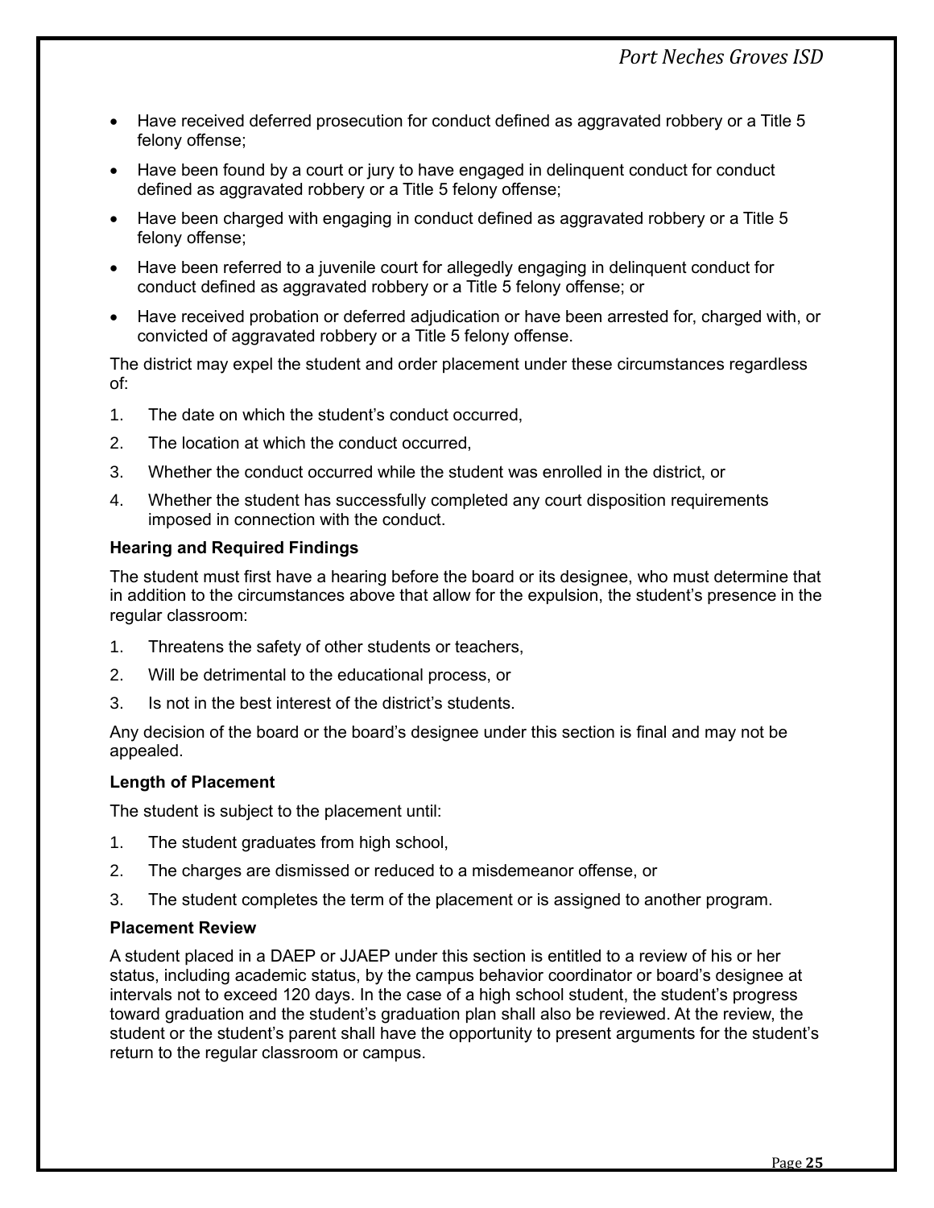- Have received deferred prosecution for conduct defined as aggravated robbery or a Title 5 felony offense;
- Have been found by a court or jury to have engaged in delinquent conduct for conduct defined as aggravated robbery or a Title 5 felony offense;
- Have been charged with engaging in conduct defined as aggravated robbery or a Title 5 felony offense;
- Have been referred to a juvenile court for allegedly engaging in delinquent conduct for conduct defined as aggravated robbery or a Title 5 felony offense; or
- Have received probation or deferred adjudication or have been arrested for, charged with, or convicted of aggravated robbery or a Title 5 felony offense.

The district may expel the student and order placement under these circumstances regardless of:

1. The date on which the student's conduct occurred,
2. The location at which the conduct occurred,
3. Whether the conduct occurred while the student was enrolled in the district, or
4. Whether the student has successfully completed any court disposition requirements imposed in connection with the conduct.

**Hearing and Required Findings**

The student must first have a hearing before the board or its designee, who must determine that in addition to the circumstances above that allow for the expulsion, the student's presence in the regular classroom:

1. Threatens the safety of other students or teachers,
2. Will be detrimental to the educational process, or
3. Is not in the best interest of the district's students.

Any decision of the board or the board's designee under this section is final and may not be appealed.

**Length of Placement**

The student is subject to the placement until:

1. The student graduates from high school,
2. The charges are dismissed or reduced to a misdemeanor offense, or
3. The student completes the term of the placement or is assigned to another program.

**Placement Review**

A student placed in a DAEP or JJAEP under this section is entitled to a review of his or her status, including academic status, by the campus behavior coordinator or board's designee at intervals not to exceed 120 days. In the case of a high school student, the student's progress toward graduation and the student's graduation plan shall also be reviewed. At the review, the student or the student's parent shall have the opportunity to present arguments for the student's return to the regular classroom or campus.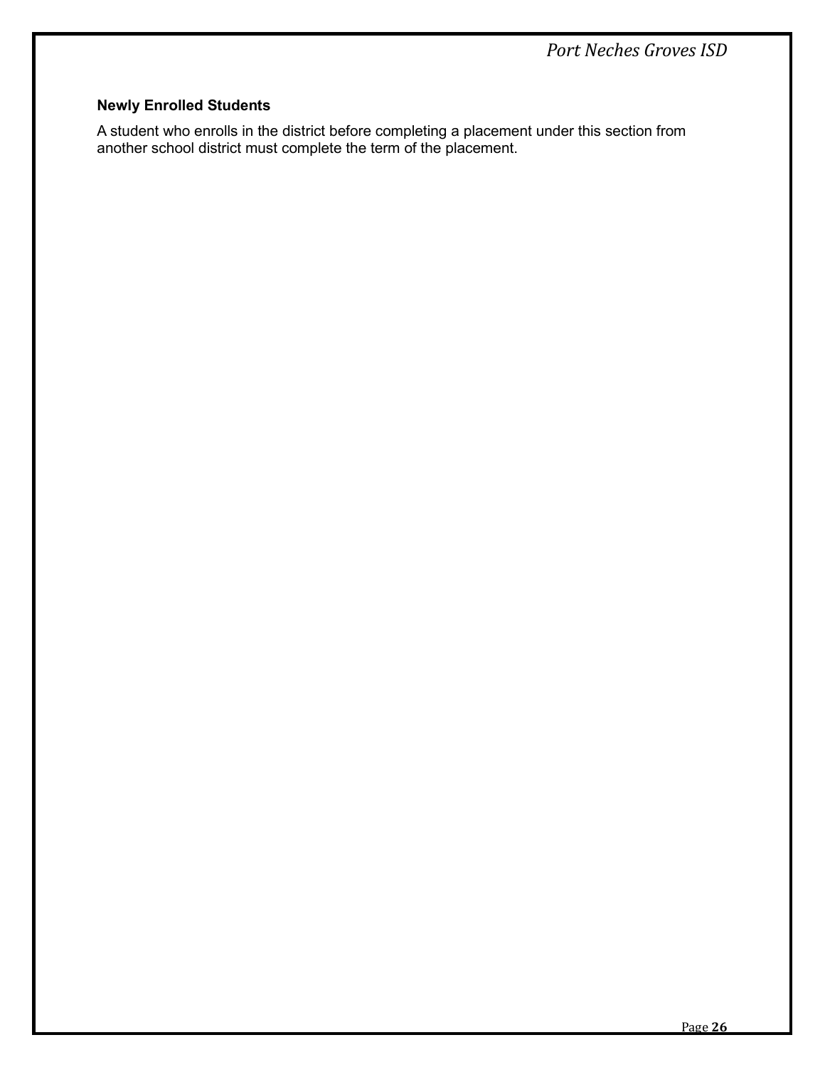**Newly Enrolled Students**

A student who enrolls in the district before completing a placement under this section from another school district must complete the term of the placement.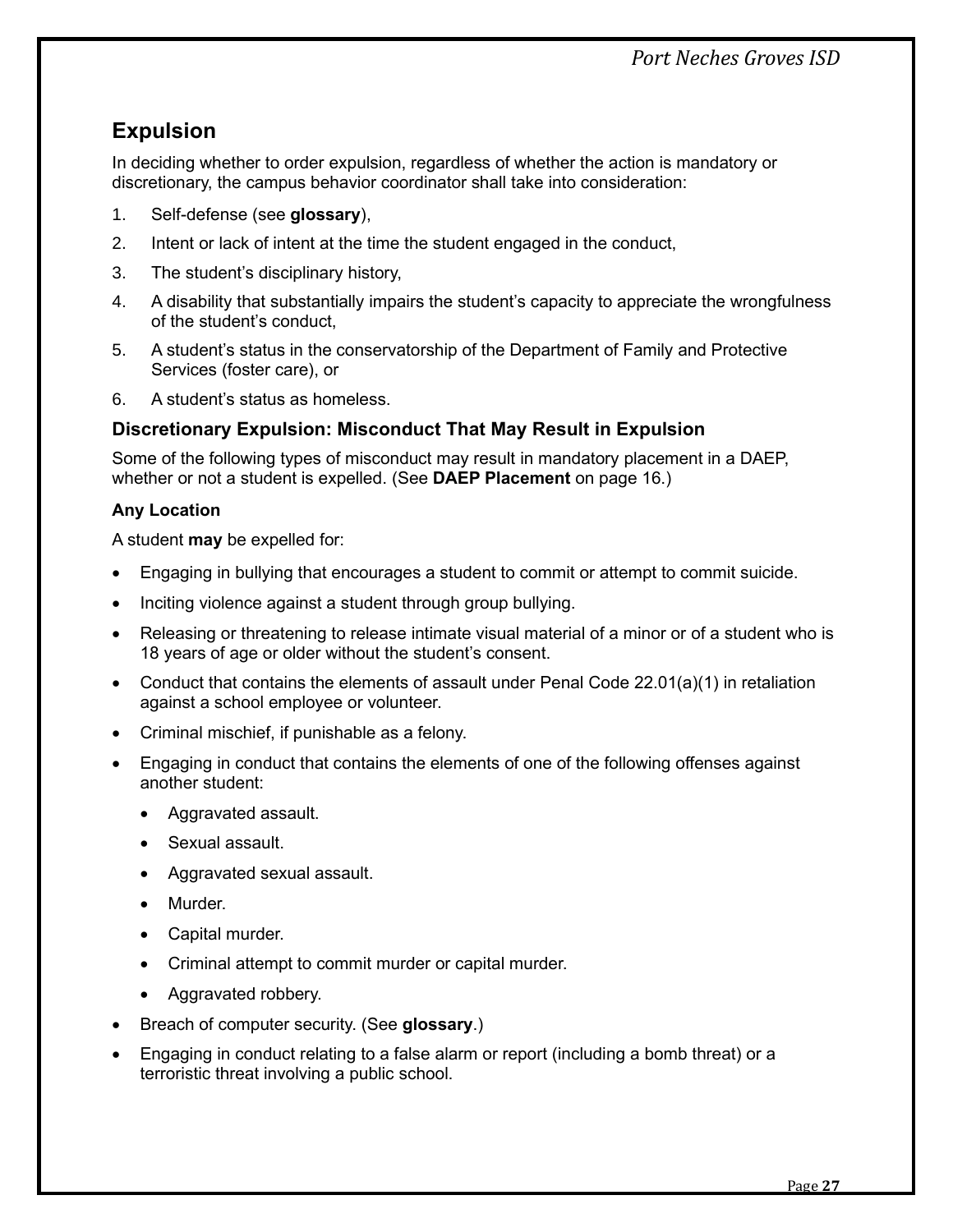## Expulsion

In deciding whether to order expulsion, regardless of whether the action is mandatory or discretionary, the campus behavior coordinator shall take into consideration:

1. Self-defense (see **glossary**),
2. Intent or lack of intent at the time the student engaged in the conduct,
3. The student's disciplinary history,
4. A disability that substantially impairs the student's capacity to appreciate the wrongfulness of the student's conduct,
5. A student's status in the conservatorship of the Department of Family and Protective Services (foster care), or
6. A student's status as homeless.

### Discretionary Expulsion: Misconduct That May Result in Expulsion

Some of the following types of misconduct may result in mandatory placement in a DAEP, whether or not a student is expelled. (See **DAEP Placement** on page 16.)

#### Any Location

A student **may** be expelled for:

- Engaging in bullying that encourages a student to commit or attempt to commit suicide.
- Inciting violence against a student through group bullying.
- Releasing or threatening to release intimate visual material of a minor or of a student who is 18 years of age or older without the student's consent.
- Conduct that contains the elements of assault under Penal Code 22.01(a)(1) in retaliation against a school employee or volunteer.
- Criminal mischief, if punishable as a felony.
- Engaging in conduct that contains the elements of one of the following offenses against another student:
  - Aggravated assault.
  - Sexual assault.
  - Aggravated sexual assault.
  - Murder.
  - Capital murder.
  - Criminal attempt to commit murder or capital murder.
  - Aggravated robbery.
- Breach of computer security. (See **glossary**.)
- Engaging in conduct relating to a false alarm or report (including a bomb threat) or a terroristic threat involving a public school.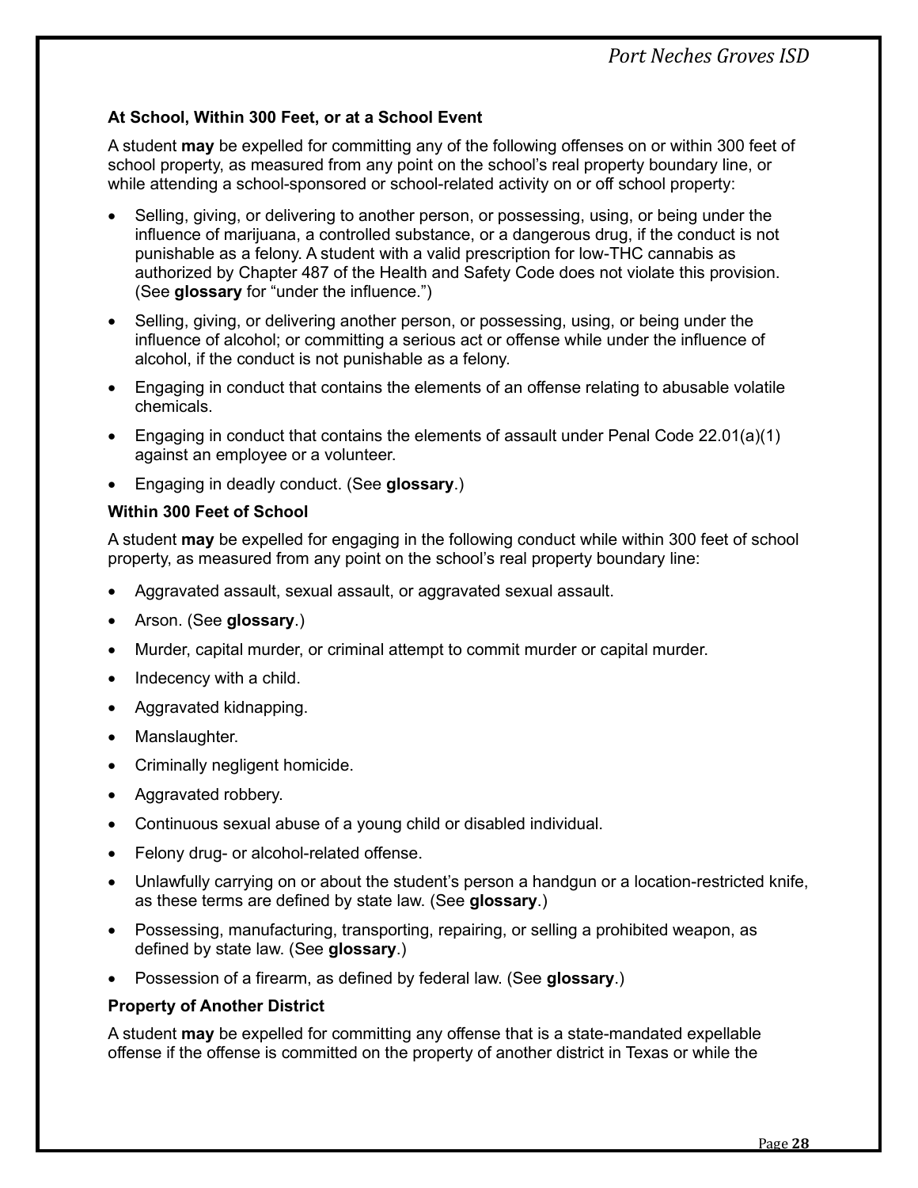### At School, Within 300 Feet, or at a School Event

A student **may** be expelled for committing any of the following offenses on or within 300 feet of school property, as measured from any point on the school's real property boundary line, or while attending a school-sponsored or school-related activity on or off school property:

- Selling, giving, or delivering to another person, or possessing, using, or being under the influence of marijuana, a controlled substance, or a dangerous drug, if the conduct is not punishable as a felony. A student with a valid prescription for low-THC cannabis as authorized by Chapter 487 of the Health and Safety Code does not violate this provision. (See **glossary** for "under the influence.")
- Selling, giving, or delivering another person, or possessing, using, or being under the influence of alcohol; or committing a serious act or offense while under the influence of alcohol, if the conduct is not punishable as a felony.
- Engaging in conduct that contains the elements of an offense relating to abusable volatile chemicals.
- Engaging in conduct that contains the elements of assault under Penal Code 22.01(a)(1) against an employee or a volunteer.
- Engaging in deadly conduct. (See **glossary**.)

### Within 300 Feet of School

A student **may** be expelled for engaging in the following conduct while within 300 feet of school property, as measured from any point on the school's real property boundary line:

- Aggravated assault, sexual assault, or aggravated sexual assault.
- Arson. (See **glossary**.)
- Murder, capital murder, or criminal attempt to commit murder or capital murder.
- Indecency with a child.
- Aggravated kidnapping.
- Manslaughter.
- Criminally negligent homicide.
- Aggravated robbery.
- Continuous sexual abuse of a young child or disabled individual.
- Felony drug- or alcohol-related offense.
- Unlawfully carrying on or about the student's person a handgun or a location-restricted knife, as these terms are defined by state law. (See **glossary**.)
- Possessing, manufacturing, transporting, repairing, or selling a prohibited weapon, as defined by state law. (See **glossary**.)
- Possession of a firearm, as defined by federal law. (See **glossary**.)

### Property of Another District

A student **may** be expelled for committing any offense that is a state-mandated expellable offense if the offense is committed on the property of another district in Texas or while the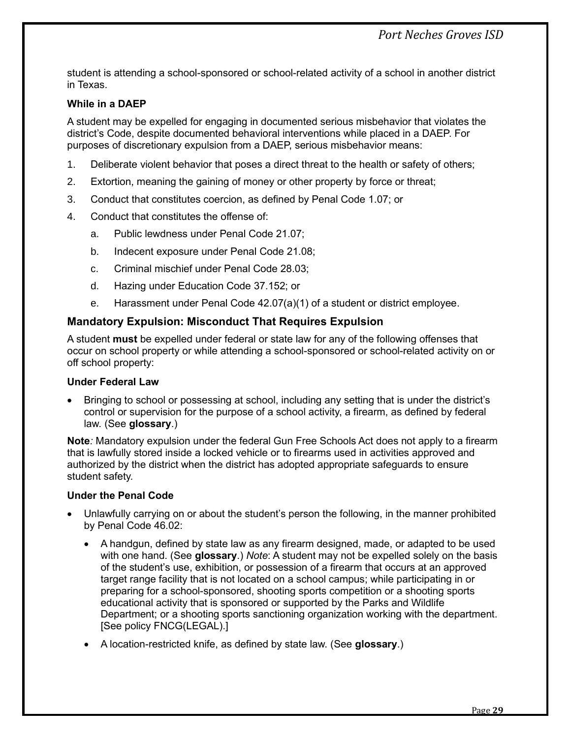student is attending a school-sponsored or school-related activity of a school in another district in Texas.

### While in a DAEP

A student may be expelled for engaging in documented serious misbehavior that violates the district's Code, despite documented behavioral interventions while placed in a DAEP. For purposes of discretionary expulsion from a DAEP, serious misbehavior means:

1. Deliberate violent behavior that poses a direct threat to the health or safety of others;
2. Extortion, meaning the gaining of money or other property by force or threat;
3. Conduct that constitutes coercion, as defined by Penal Code 1.07; or
4. Conduct that constitutes the offense of:
   a. Public lewdness under Penal Code 21.07;
   b. Indecent exposure under Penal Code 21.08;
   c. Criminal mischief under Penal Code 28.03;
   d. Hazing under Education Code 37.152; or
   e. Harassment under Penal Code 42.07(a)(1) of a student or district employee.

## Mandatory Expulsion: Misconduct That Requires Expulsion

A student **must** be expelled under federal or state law for any of the following offenses that occur on school property or while attending a school-sponsored or school-related activity on or off school property:

### Under Federal Law

- Bringing to school or possessing at school, including any setting that is under the district's control or supervision for the purpose of a school activity, a firearm, as defined by federal law. (See **glossary**.)

**Note***:* Mandatory expulsion under the federal Gun Free Schools Act does not apply to a firearm that is lawfully stored inside a locked vehicle or to firearms used in activities approved and authorized by the district when the district has adopted appropriate safeguards to ensure student safety.

### Under the Penal Code

- Unlawfully carrying on or about the student's person the following, in the manner prohibited by Penal Code 46.02:
  - A handgun, defined by state law as any firearm designed, made, or adapted to be used with one hand. (See **glossary**.) *Note*: A student may not be expelled solely on the basis of the student's use, exhibition, or possession of a firearm that occurs at an approved target range facility that is not located on a school campus; while participating in or preparing for a school-sponsored, shooting sports competition or a shooting sports educational activity that is sponsored or supported by the Parks and Wildlife Department; or a shooting sports sanctioning organization working with the department. [See policy FNCG(LEGAL).]
  - A location-restricted knife, as defined by state law. (See **glossary**.)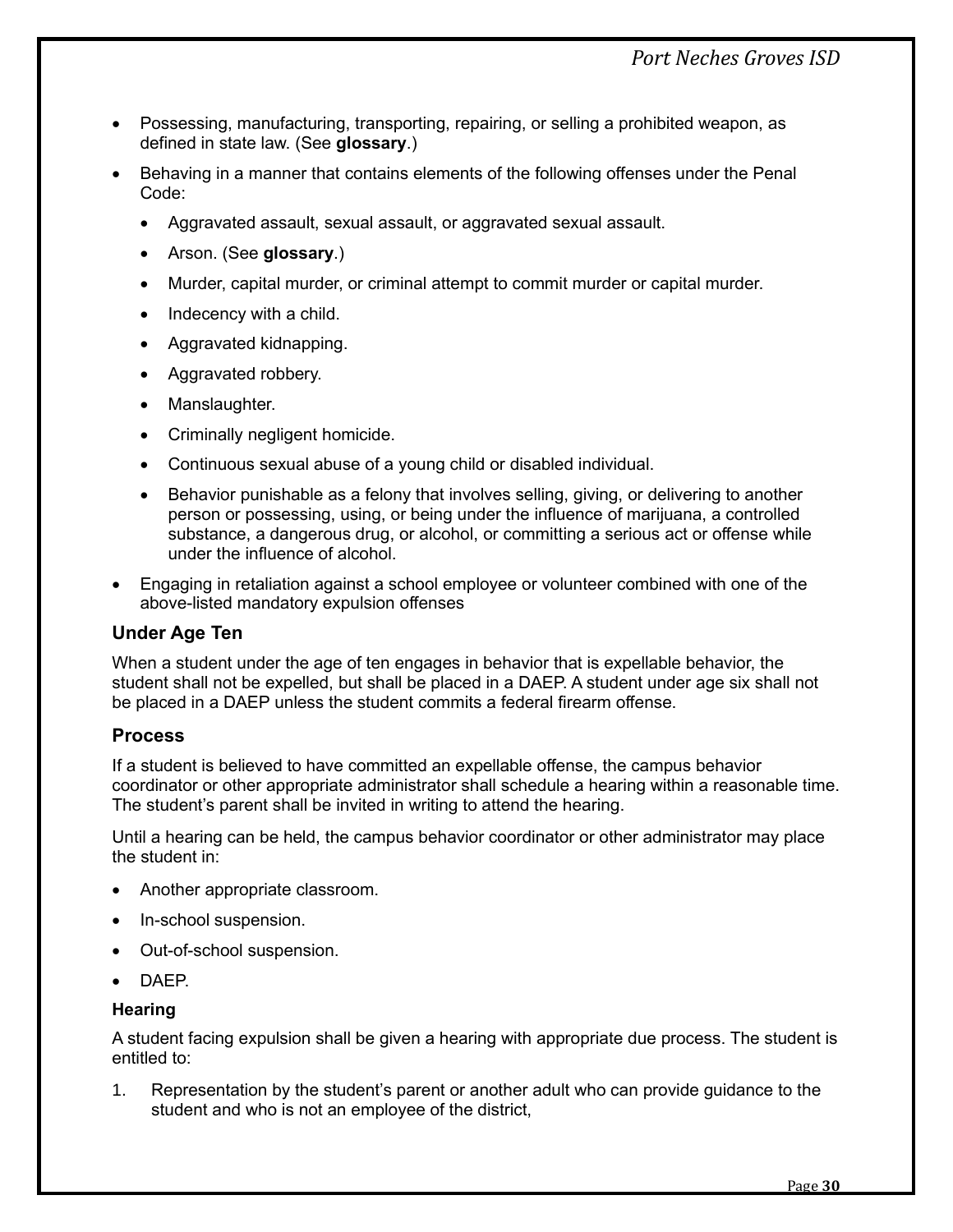- Possessing, manufacturing, transporting, repairing, or selling a prohibited weapon, as defined in state law. (See **glossary**.)
- Behaving in a manner that contains elements of the following offenses under the Penal Code:
  - Aggravated assault, sexual assault, or aggravated sexual assault.
  - Arson. (See **glossary**.)
  - Murder, capital murder, or criminal attempt to commit murder or capital murder.
  - Indecency with a child.
  - Aggravated kidnapping.
  - Aggravated robbery.
  - Manslaughter.
  - Criminally negligent homicide.
  - Continuous sexual abuse of a young child or disabled individual.
  - Behavior punishable as a felony that involves selling, giving, or delivering to another person or possessing, using, or being under the influence of marijuana, a controlled substance, a dangerous drug, or alcohol, or committing a serious act or offense while under the influence of alcohol.
- Engaging in retaliation against a school employee or volunteer combined with one of the above-listed mandatory expulsion offenses

## Under Age Ten

When a student under the age of ten engages in behavior that is expellable behavior, the student shall not be expelled, but shall be placed in a DAEP. A student under age six shall not be placed in a DAEP unless the student commits a federal firearm offense.

## Process

If a student is believed to have committed an expellable offense, the campus behavior coordinator or other appropriate administrator shall schedule a hearing within a reasonable time. The student's parent shall be invited in writing to attend the hearing.

Until a hearing can be held, the campus behavior coordinator or other administrator may place the student in:

- Another appropriate classroom.
- In-school suspension.
- Out-of-school suspension.
- DAEP.

### Hearing

A student facing expulsion shall be given a hearing with appropriate due process. The student is entitled to:

1. Representation by the student's parent or another adult who can provide guidance to the student and who is not an employee of the district,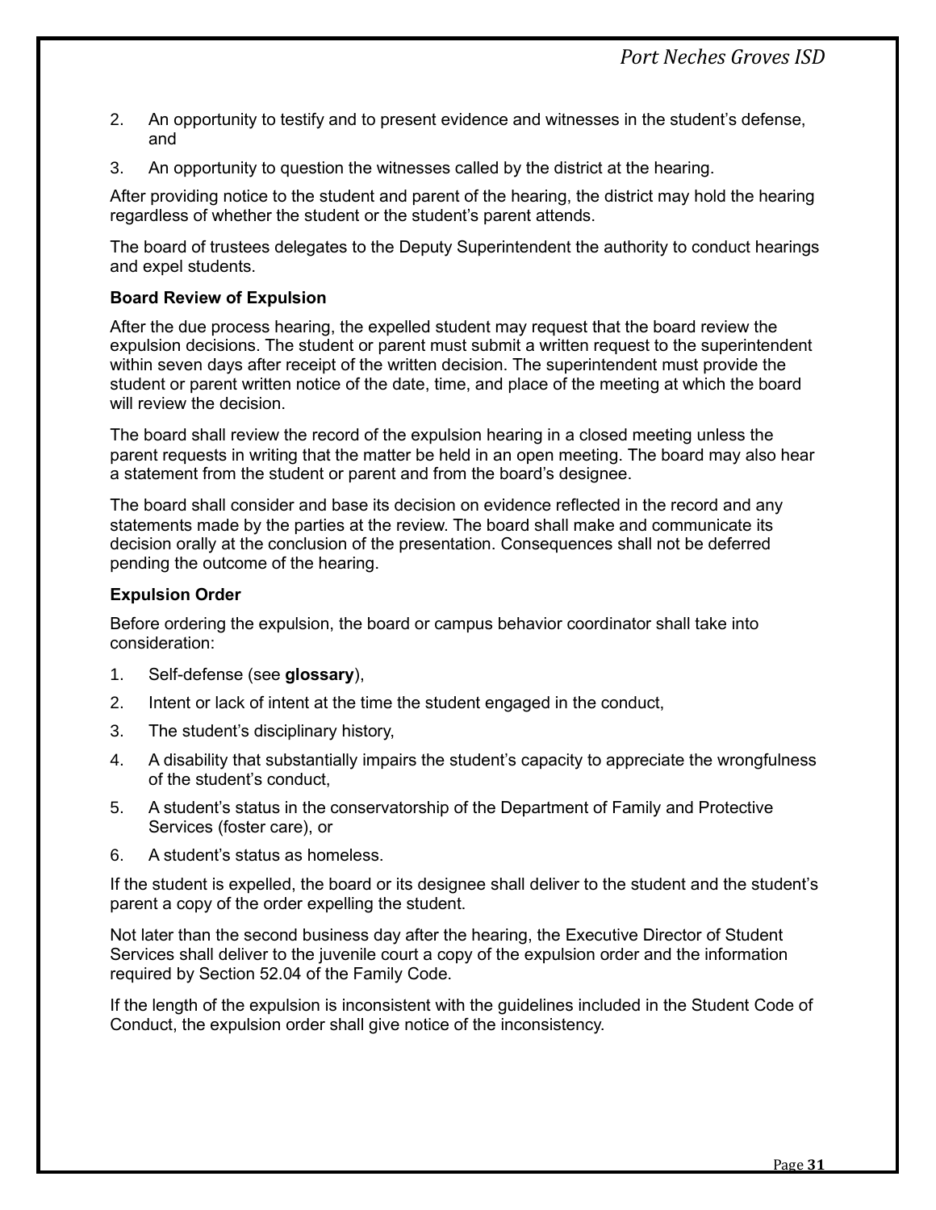2. An opportunity to testify and to present evidence and witnesses in the student's defense, and
3. An opportunity to question the witnesses called by the district at the hearing.

After providing notice to the student and parent of the hearing, the district may hold the hearing regardless of whether the student or the student's parent attends.

The board of trustees delegates to the Deputy Superintendent the authority to conduct hearings and expel students.

### Board Review of Expulsion

After the due process hearing, the expelled student may request that the board review the expulsion decisions. The student or parent must submit a written request to the superintendent within seven days after receipt of the written decision. The superintendent must provide the student or parent written notice of the date, time, and place of the meeting at which the board will review the decision.

The board shall review the record of the expulsion hearing in a closed meeting unless the parent requests in writing that the matter be held in an open meeting. The board may also hear a statement from the student or parent and from the board's designee.

The board shall consider and base its decision on evidence reflected in the record and any statements made by the parties at the review. The board shall make and communicate its decision orally at the conclusion of the presentation. Consequences shall not be deferred pending the outcome of the hearing.

### Expulsion Order

Before ordering the expulsion, the board or campus behavior coordinator shall take into consideration:

1. Self-defense (see **glossary**),
2. Intent or lack of intent at the time the student engaged in the conduct,
3. The student's disciplinary history,
4. A disability that substantially impairs the student's capacity to appreciate the wrongfulness of the student's conduct,
5. A student's status in the conservatorship of the Department of Family and Protective Services (foster care), or
6. A student's status as homeless.

If the student is expelled, the board or its designee shall deliver to the student and the student's parent a copy of the order expelling the student.

Not later than the second business day after the hearing, the Executive Director of Student Services shall deliver to the juvenile court a copy of the expulsion order and the information required by Section 52.04 of the Family Code.

If the length of the expulsion is inconsistent with the guidelines included in the Student Code of Conduct, the expulsion order shall give notice of the inconsistency.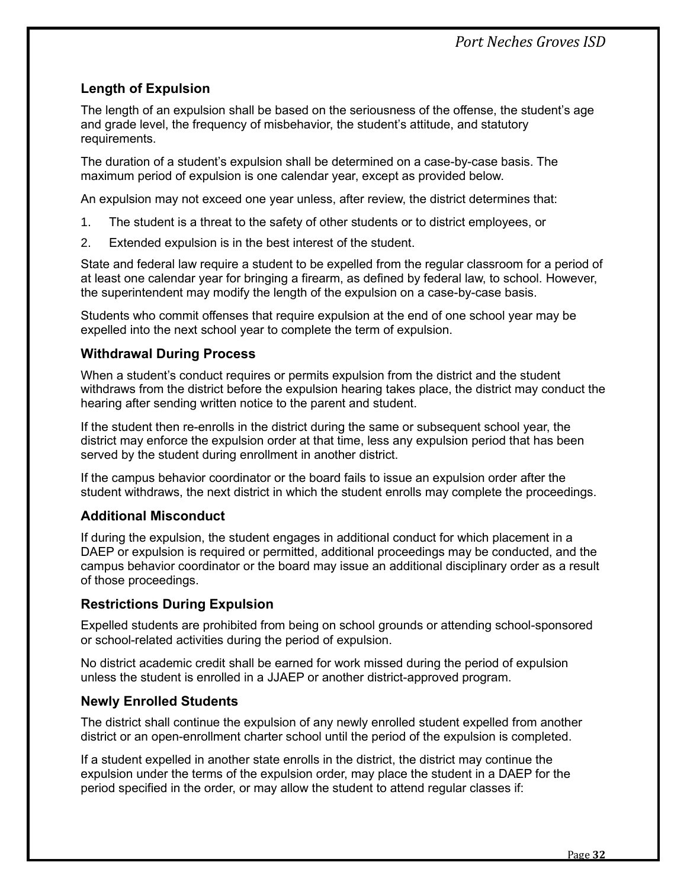## Length of Expulsion

The length of an expulsion shall be based on the seriousness of the offense, the student's age and grade level, the frequency of misbehavior, the student's attitude, and statutory requirements.

The duration of a student's expulsion shall be determined on a case-by-case basis. The maximum period of expulsion is one calendar year, except as provided below.

An expulsion may not exceed one year unless, after review, the district determines that:

1. The student is a threat to the safety of other students or to district employees, or
2. Extended expulsion is in the best interest of the student.

State and federal law require a student to be expelled from the regular classroom for a period of at least one calendar year for bringing a firearm, as defined by federal law, to school. However, the superintendent may modify the length of the expulsion on a case-by-case basis.

Students who commit offenses that require expulsion at the end of one school year may be expelled into the next school year to complete the term of expulsion.

## Withdrawal During Process

When a student's conduct requires or permits expulsion from the district and the student withdraws from the district before the expulsion hearing takes place, the district may conduct the hearing after sending written notice to the parent and student.

If the student then re-enrolls in the district during the same or subsequent school year, the district may enforce the expulsion order at that time, less any expulsion period that has been served by the student during enrollment in another district.

If the campus behavior coordinator or the board fails to issue an expulsion order after the student withdraws, the next district in which the student enrolls may complete the proceedings.

## Additional Misconduct

If during the expulsion, the student engages in additional conduct for which placement in a DAEP or expulsion is required or permitted, additional proceedings may be conducted, and the campus behavior coordinator or the board may issue an additional disciplinary order as a result of those proceedings.

## Restrictions During Expulsion

Expelled students are prohibited from being on school grounds or attending school-sponsored or school-related activities during the period of expulsion.

No district academic credit shall be earned for work missed during the period of expulsion unless the student is enrolled in a JJAEP or another district-approved program.

## Newly Enrolled Students

The district shall continue the expulsion of any newly enrolled student expelled from another district or an open-enrollment charter school until the period of the expulsion is completed.

If a student expelled in another state enrolls in the district, the district may continue the expulsion under the terms of the expulsion order, may place the student in a DAEP for the period specified in the order, or may allow the student to attend regular classes if: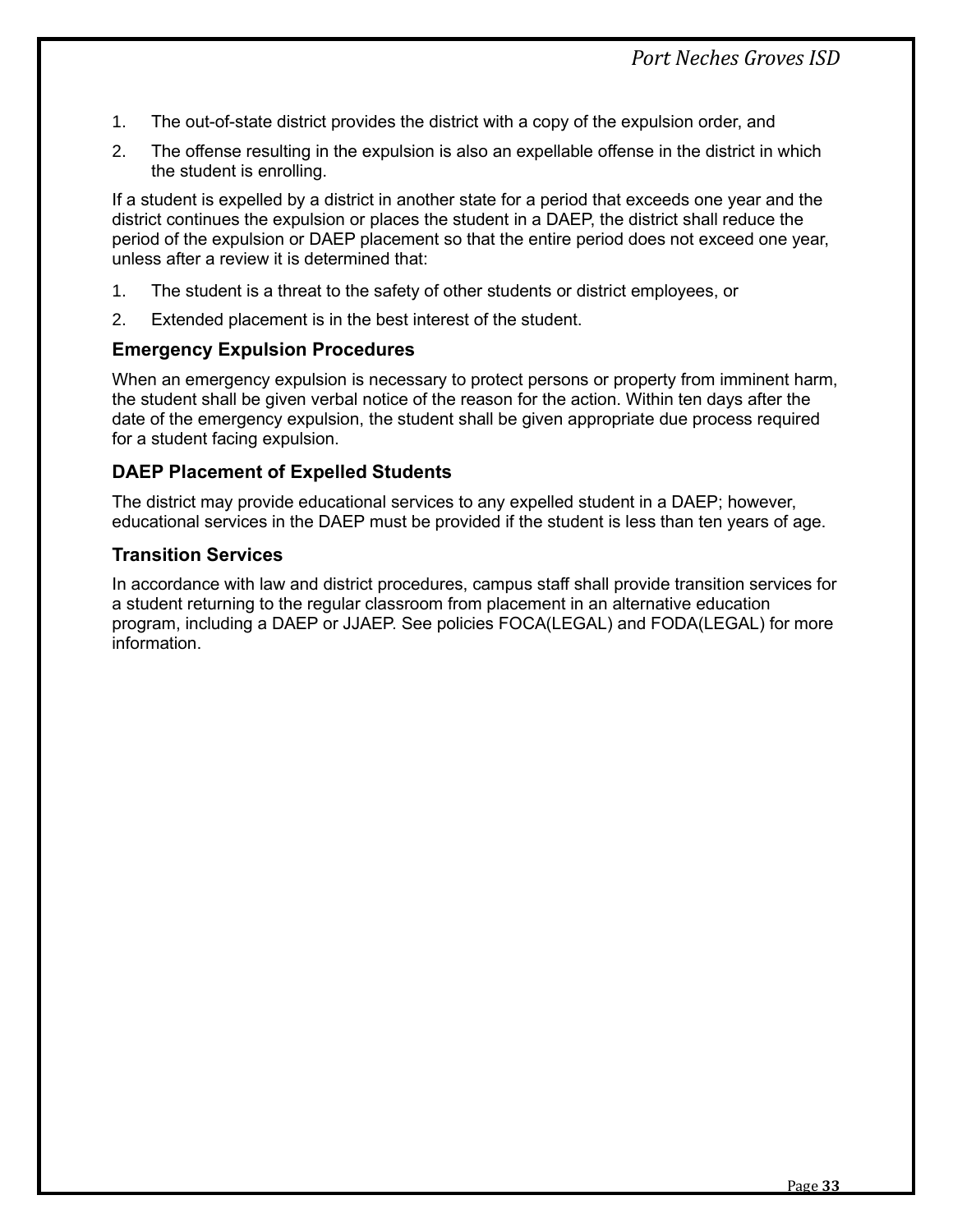1. The out-of-state district provides the district with a copy of the expulsion order, and
2. The offense resulting in the expulsion is also an expellable offense in the district in which the student is enrolling.

If a student is expelled by a district in another state for a period that exceeds one year and the district continues the expulsion or places the student in a DAEP, the district shall reduce the period of the expulsion or DAEP placement so that the entire period does not exceed one year, unless after a review it is determined that:

1. The student is a threat to the safety of other students or district employees, or
2. Extended placement is in the best interest of the student.

### Emergency Expulsion Procedures

When an emergency expulsion is necessary to protect persons or property from imminent harm, the student shall be given verbal notice of the reason for the action. Within ten days after the date of the emergency expulsion, the student shall be given appropriate due process required for a student facing expulsion.

### DAEP Placement of Expelled Students

The district may provide educational services to any expelled student in a DAEP; however, educational services in the DAEP must be provided if the student is less than ten years of age.

### Transition Services

In accordance with law and district procedures, campus staff shall provide transition services for a student returning to the regular classroom from placement in an alternative education program, including a DAEP or JJAEP. See policies FOCA(LEGAL) and FODA(LEGAL) for more information.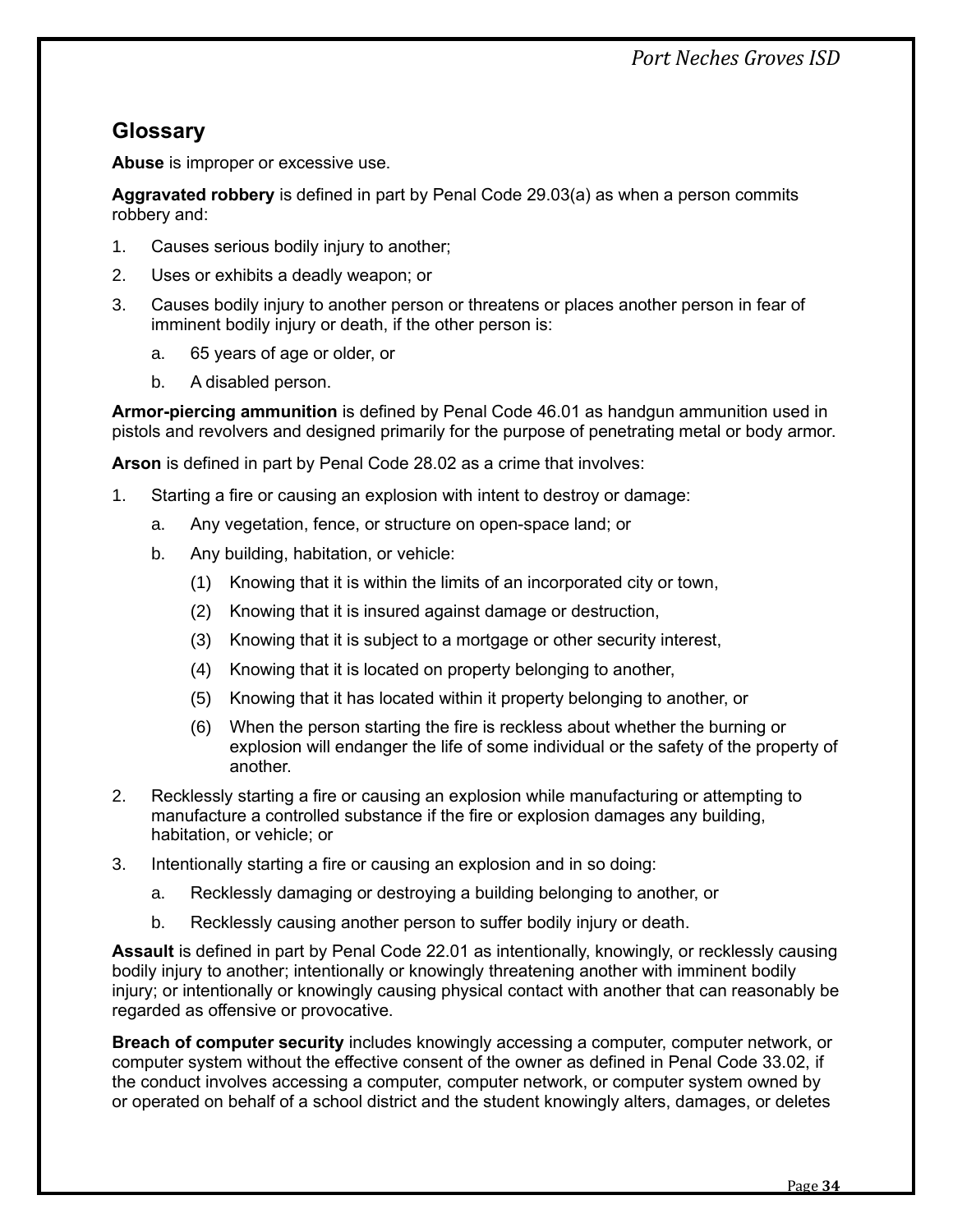## Glossary

**Abuse** is improper or excessive use.

**Aggravated robbery** is defined in part by Penal Code 29.03(a) as when a person commits robbery and:

1. Causes serious bodily injury to another;
2. Uses or exhibits a deadly weapon; or
3. Causes bodily injury to another person or threatens or places another person in fear of imminent bodily injury or death, if the other person is:
   a. 65 years of age or older, or
   b. A disabled person.

**Armor-piercing ammunition** is defined by Penal Code 46.01 as handgun ammunition used in pistols and revolvers and designed primarily for the purpose of penetrating metal or body armor.

**Arson** is defined in part by Penal Code 28.02 as a crime that involves:

1. Starting a fire or causing an explosion with intent to destroy or damage:
   a. Any vegetation, fence, or structure on open-space land; or
   b. Any building, habitation, or vehicle:
      (1) Knowing that it is within the limits of an incorporated city or town,
      (2) Knowing that it is insured against damage or destruction,
      (3) Knowing that it is subject to a mortgage or other security interest,
      (4) Knowing that it is located on property belonging to another,
      (5) Knowing that it has located within it property belonging to another, or
      (6) When the person starting the fire is reckless about whether the burning or explosion will endanger the life of some individual or the safety of the property of another.
2. Recklessly starting a fire or causing an explosion while manufacturing or attempting to manufacture a controlled substance if the fire or explosion damages any building, habitation, or vehicle; or
3. Intentionally starting a fire or causing an explosion and in so doing:
   a. Recklessly damaging or destroying a building belonging to another, or
   b. Recklessly causing another person to suffer bodily injury or death.

**Assault** is defined in part by Penal Code 22.01 as intentionally, knowingly, or recklessly causing bodily injury to another; intentionally or knowingly threatening another with imminent bodily injury; or intentionally or knowingly causing physical contact with another that can reasonably be regarded as offensive or provocative.

**Breach of computer security** includes knowingly accessing a computer, computer network, or computer system without the effective consent of the owner as defined in Penal Code 33.02, if the conduct involves accessing a computer, computer network, or computer system owned by or operated on behalf of a school district and the student knowingly alters, damages, or deletes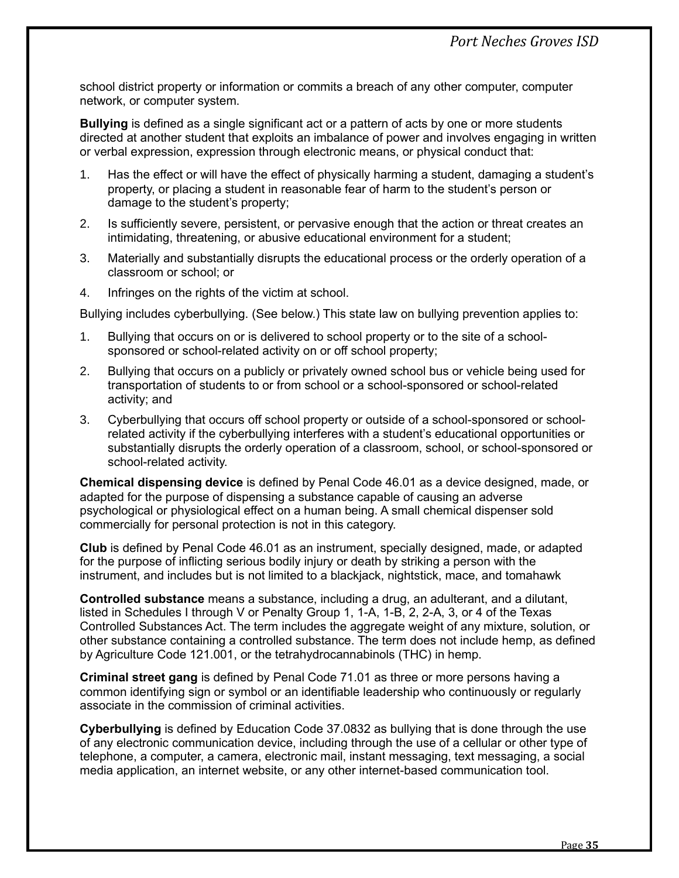school district property or information or commits a breach of any other computer, computer network, or computer system.

**Bullying** is defined as a single significant act or a pattern of acts by one or more students directed at another student that exploits an imbalance of power and involves engaging in written or verbal expression, expression through electronic means, or physical conduct that:

1. Has the effect or will have the effect of physically harming a student, damaging a student's property, or placing a student in reasonable fear of harm to the student's person or damage to the student's property;
2. Is sufficiently severe, persistent, or pervasive enough that the action or threat creates an intimidating, threatening, or abusive educational environment for a student;
3. Materially and substantially disrupts the educational process or the orderly operation of a classroom or school; or
4. Infringes on the rights of the victim at school.

Bullying includes cyberbullying. (See below.) This state law on bullying prevention applies to:

1. Bullying that occurs on or is delivered to school property or to the site of a school-sponsored or school-related activity on or off school property;
2. Bullying that occurs on a publicly or privately owned school bus or vehicle being used for transportation of students to or from school or a school-sponsored or school-related activity; and
3. Cyberbullying that occurs off school property or outside of a school-sponsored or school-related activity if the cyberbullying interferes with a student's educational opportunities or substantially disrupts the orderly operation of a classroom, school, or school-sponsored or school-related activity.

**Chemical dispensing device** is defined by Penal Code 46.01 as a device designed, made, or adapted for the purpose of dispensing a substance capable of causing an adverse psychological or physiological effect on a human being. A small chemical dispenser sold commercially for personal protection is not in this category.

**Club** is defined by Penal Code 46.01 as an instrument, specially designed, made, or adapted for the purpose of inflicting serious bodily injury or death by striking a person with the instrument, and includes but is not limited to a blackjack, nightstick, mace, and tomahawk

**Controlled substance** means a substance, including a drug, an adulterant, and a dilutant, listed in Schedules I through V or Penalty Group 1, 1-A, 1-B, 2, 2-A, 3, or 4 of the Texas Controlled Substances Act. The term includes the aggregate weight of any mixture, solution, or other substance containing a controlled substance. The term does not include hemp, as defined by Agriculture Code 121.001, or the tetrahydrocannabinols (THC) in hemp.

**Criminal street gang** is defined by Penal Code 71.01 as three or more persons having a common identifying sign or symbol or an identifiable leadership who continuously or regularly associate in the commission of criminal activities.

**Cyberbullying** is defined by Education Code 37.0832 as bullying that is done through the use of any electronic communication device, including through the use of a cellular or other type of telephone, a computer, a camera, electronic mail, instant messaging, text messaging, a social media application, an internet website, or any other internet-based communication tool.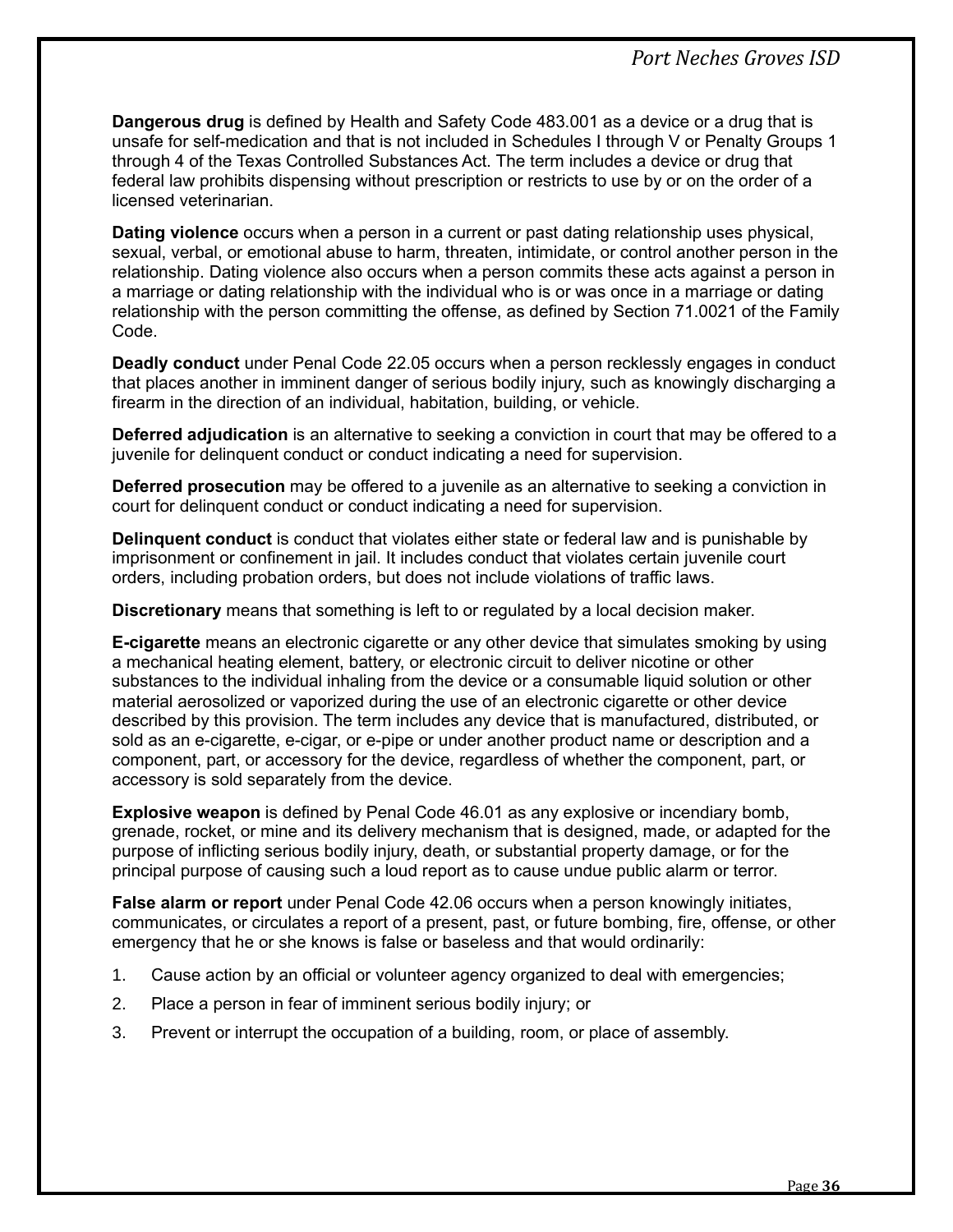**Dangerous drug** is defined by Health and Safety Code 483.001 as a device or a drug that is unsafe for self-medication and that is not included in Schedules I through V or Penalty Groups 1 through 4 of the Texas Controlled Substances Act. The term includes a device or drug that federal law prohibits dispensing without prescription or restricts to use by or on the order of a licensed veterinarian.

**Dating violence** occurs when a person in a current or past dating relationship uses physical, sexual, verbal, or emotional abuse to harm, threaten, intimidate, or control another person in the relationship. Dating violence also occurs when a person commits these acts against a person in a marriage or dating relationship with the individual who is or was once in a marriage or dating relationship with the person committing the offense, as defined by Section 71.0021 of the Family Code.

**Deadly conduct** under Penal Code 22.05 occurs when a person recklessly engages in conduct that places another in imminent danger of serious bodily injury, such as knowingly discharging a firearm in the direction of an individual, habitation, building, or vehicle.

**Deferred adjudication** is an alternative to seeking a conviction in court that may be offered to a juvenile for delinquent conduct or conduct indicating a need for supervision.

**Deferred prosecution** may be offered to a juvenile as an alternative to seeking a conviction in court for delinquent conduct or conduct indicating a need for supervision.

**Delinquent conduct** is conduct that violates either state or federal law and is punishable by imprisonment or confinement in jail. It includes conduct that violates certain juvenile court orders, including probation orders, but does not include violations of traffic laws.

**Discretionary** means that something is left to or regulated by a local decision maker.

**E-cigarette** means an electronic cigarette or any other device that simulates smoking by using a mechanical heating element, battery, or electronic circuit to deliver nicotine or other substances to the individual inhaling from the device or a consumable liquid solution or other material aerosolized or vaporized during the use of an electronic cigarette or other device described by this provision. The term includes any device that is manufactured, distributed, or sold as an e-cigarette, e-cigar, or e-pipe or under another product name or description and a component, part, or accessory for the device, regardless of whether the component, part, or accessory is sold separately from the device.

**Explosive weapon** is defined by Penal Code 46.01 as any explosive or incendiary bomb, grenade, rocket, or mine and its delivery mechanism that is designed, made, or adapted for the purpose of inflicting serious bodily injury, death, or substantial property damage, or for the principal purpose of causing such a loud report as to cause undue public alarm or terror.

**False alarm or report** under Penal Code 42.06 occurs when a person knowingly initiates, communicates, or circulates a report of a present, past, or future bombing, fire, offense, or other emergency that he or she knows is false or baseless and that would ordinarily:

1. Cause action by an official or volunteer agency organized to deal with emergencies;
2. Place a person in fear of imminent serious bodily injury; or
3. Prevent or interrupt the occupation of a building, room, or place of assembly.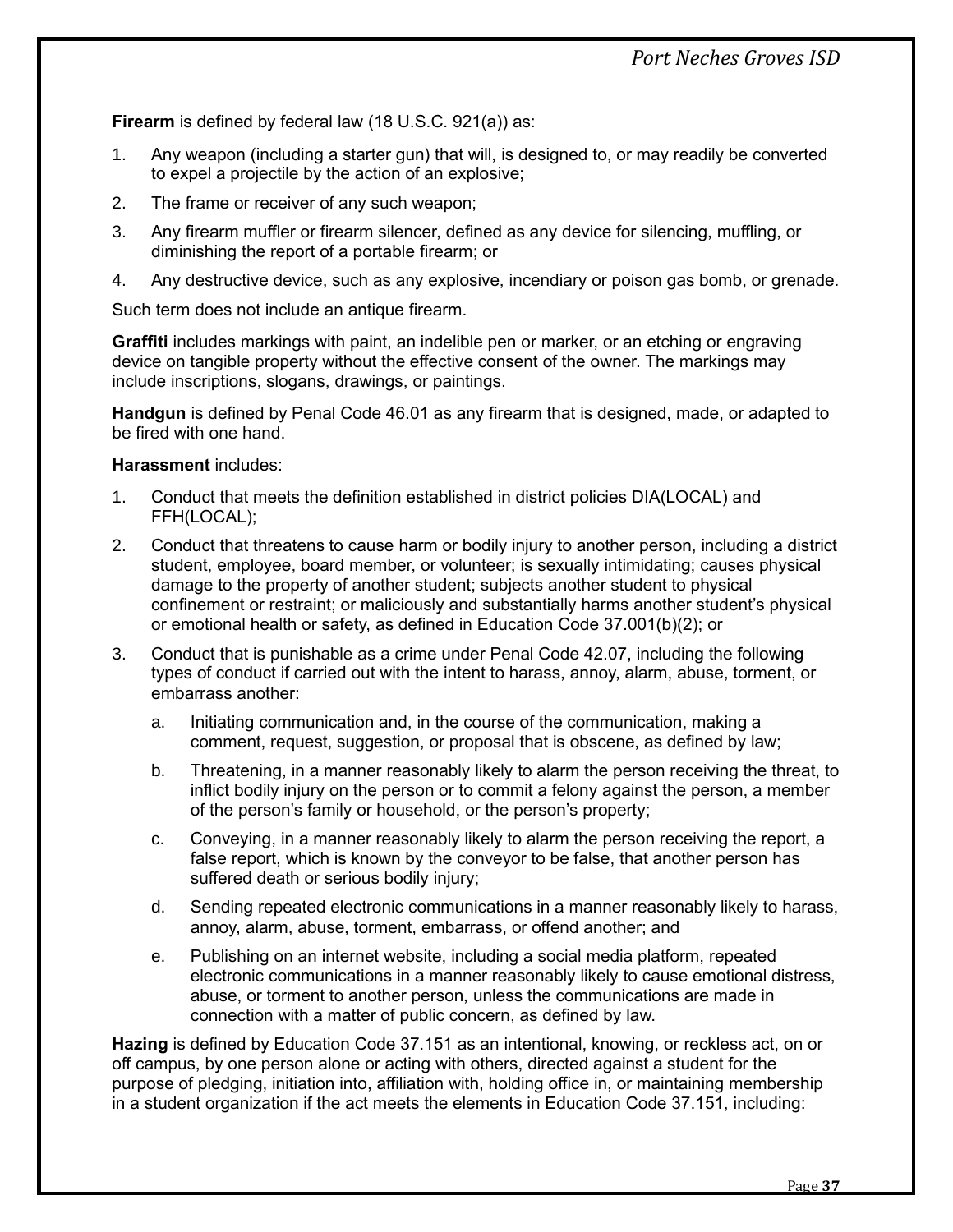**Firearm** is defined by federal law (18 U.S.C. 921(a)) as:

1. Any weapon (including a starter gun) that will, is designed to, or may readily be converted to expel a projectile by the action of an explosive;
2. The frame or receiver of any such weapon;
3. Any firearm muffler or firearm silencer, defined as any device for silencing, muffling, or diminishing the report of a portable firearm; or
4. Any destructive device, such as any explosive, incendiary or poison gas bomb, or grenade.

Such term does not include an antique firearm.

**Graffiti** includes markings with paint, an indelible pen or marker, or an etching or engraving device on tangible property without the effective consent of the owner. The markings may include inscriptions, slogans, drawings, or paintings.

**Handgun** is defined by Penal Code 46.01 as any firearm that is designed, made, or adapted to be fired with one hand.

**Harassment** includes:

1. Conduct that meets the definition established in district policies DIA(LOCAL) and FFH(LOCAL);
2. Conduct that threatens to cause harm or bodily injury to another person, including a district student, employee, board member, or volunteer; is sexually intimidating; causes physical damage to the property of another student; subjects another student to physical confinement or restraint; or maliciously and substantially harms another student's physical or emotional health or safety, as defined in Education Code 37.001(b)(2); or
3. Conduct that is punishable as a crime under Penal Code 42.07, including the following types of conduct if carried out with the intent to harass, annoy, alarm, abuse, torment, or embarrass another:
   a. Initiating communication and, in the course of the communication, making a comment, request, suggestion, or proposal that is obscene, as defined by law;
   b. Threatening, in a manner reasonably likely to alarm the person receiving the threat, to inflict bodily injury on the person or to commit a felony against the person, a member of the person's family or household, or the person's property;
   c. Conveying, in a manner reasonably likely to alarm the person receiving the report, a false report, which is known by the conveyor to be false, that another person has suffered death or serious bodily injury;
   d. Sending repeated electronic communications in a manner reasonably likely to harass, annoy, alarm, abuse, torment, embarrass, or offend another; and
   e. Publishing on an internet website, including a social media platform, repeated electronic communications in a manner reasonably likely to cause emotional distress, abuse, or torment to another person, unless the communications are made in connection with a matter of public concern, as defined by law.

**Hazing** is defined by Education Code 37.151 as an intentional, knowing, or reckless act, on or off campus, by one person alone or acting with others, directed against a student for the purpose of pledging, initiation into, affiliation with, holding office in, or maintaining membership in a student organization if the act meets the elements in Education Code 37.151, including: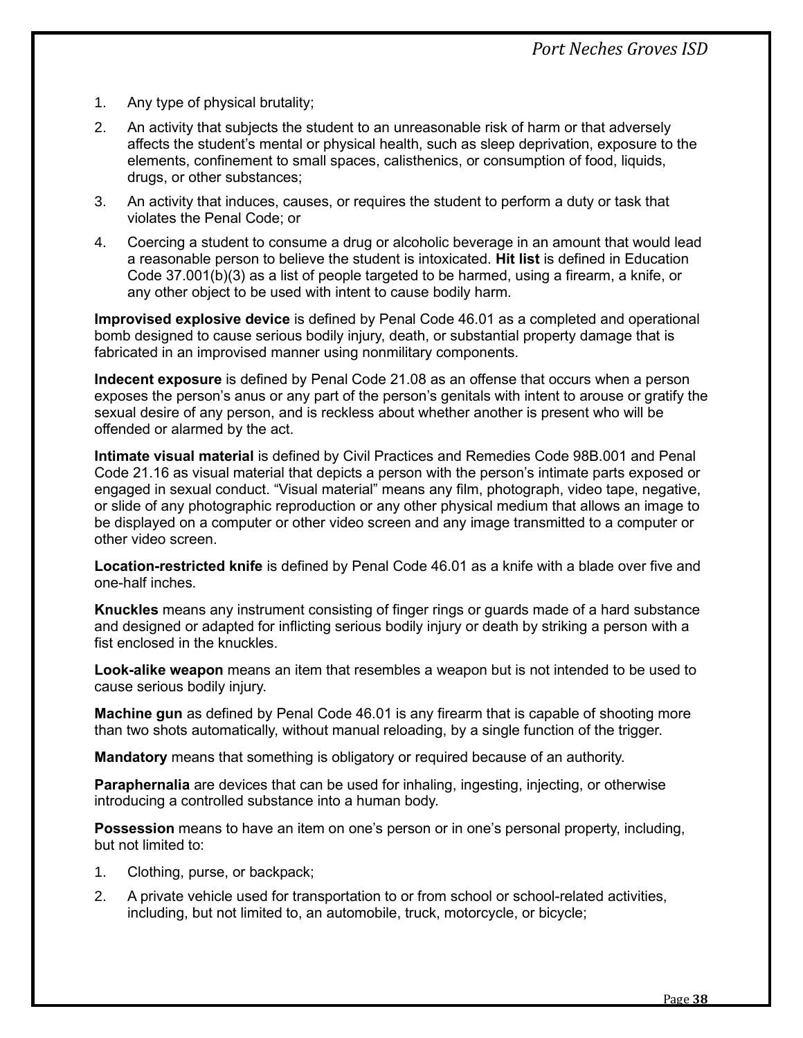1. Any type of physical brutality;
2. An activity that subjects the student to an unreasonable risk of harm or that adversely affects the student's mental or physical health, such as sleep deprivation, exposure to the elements, confinement to small spaces, calisthenics, or consumption of food, liquids, drugs, or other substances;
3. An activity that induces, causes, or requires the student to perform a duty or task that violates the Penal Code; or
4. Coercing a student to consume a drug or alcoholic beverage in an amount that would lead a reasonable person to believe the student is intoxicated. **Hit list** is defined in Education Code 37.001(b)(3) as a list of people targeted to be harmed, using a firearm, a knife, or any other object to be used with intent to cause bodily harm.

**Improvised explosive device** is defined by Penal Code 46.01 as a completed and operational bomb designed to cause serious bodily injury, death, or substantial property damage that is fabricated in an improvised manner using nonmilitary components.

**Indecent exposure** is defined by Penal Code 21.08 as an offense that occurs when a person exposes the person's anus or any part of the person's genitals with intent to arouse or gratify the sexual desire of any person, and is reckless about whether another is present who will be offended or alarmed by the act.

**Intimate visual material** is defined by Civil Practices and Remedies Code 98B.001 and Penal Code 21.16 as visual material that depicts a person with the person's intimate parts exposed or engaged in sexual conduct. "Visual material" means any film, photograph, video tape, negative, or slide of any photographic reproduction or any other physical medium that allows an image to be displayed on a computer or other video screen and any image transmitted to a computer or other video screen.

**Location-restricted knife** is defined by Penal Code 46.01 as a knife with a blade over five and one-half inches.

**Knuckles** means any instrument consisting of finger rings or guards made of a hard substance and designed or adapted for inflicting serious bodily injury or death by striking a person with a fist enclosed in the knuckles.

**Look-alike weapon** means an item that resembles a weapon but is not intended to be used to cause serious bodily injury.

**Machine gun** as defined by Penal Code 46.01 is any firearm that is capable of shooting more than two shots automatically, without manual reloading, by a single function of the trigger.

**Mandatory** means that something is obligatory or required because of an authority.

**Paraphernalia** are devices that can be used for inhaling, ingesting, injecting, or otherwise introducing a controlled substance into a human body.

**Possession** means to have an item on one's person or in one's personal property, including, but not limited to:

1. Clothing, purse, or backpack;
2. A private vehicle used for transportation to or from school or school-related activities, including, but not limited to, an automobile, truck, motorcycle, or bicycle;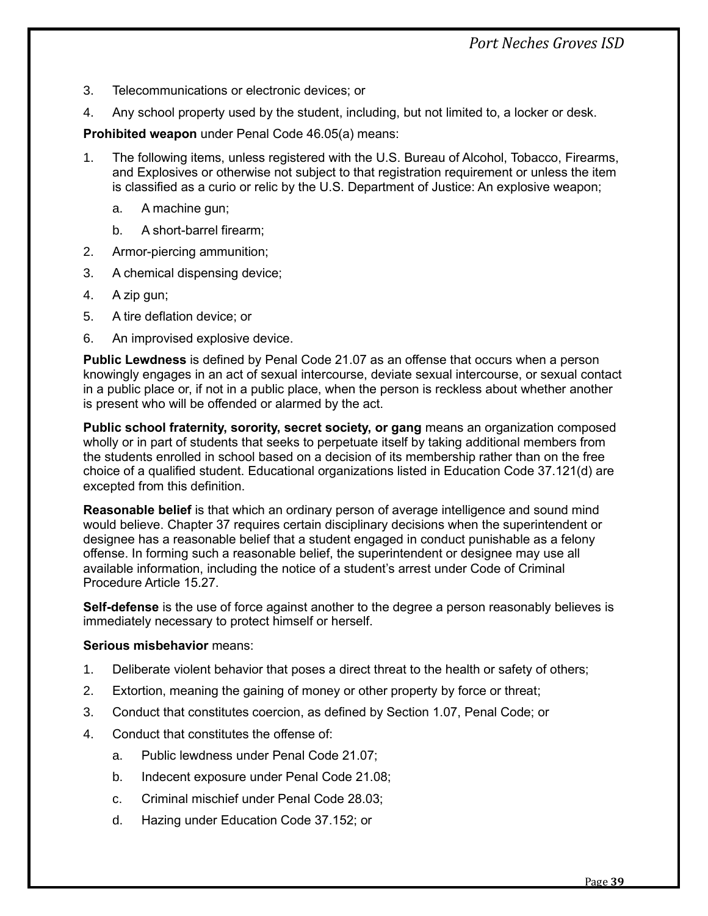3. Telecommunications or electronic devices; or
4. Any school property used by the student, including, but not limited to, a locker or desk.

**Prohibited weapon** under Penal Code 46.05(a) means:

1. The following items, unless registered with the U.S. Bureau of Alcohol, Tobacco, Firearms, and Explosives or otherwise not subject to that registration requirement or unless the item is classified as a curio or relic by the U.S. Department of Justice: An explosive weapon;
   a. A machine gun;
   b. A short-barrel firearm;
2. Armor-piercing ammunition;
3. A chemical dispensing device;
4. A zip gun;
5. A tire deflation device; or
6. An improvised explosive device.

**Public Lewdness** is defined by Penal Code 21.07 as an offense that occurs when a person knowingly engages in an act of sexual intercourse, deviate sexual intercourse, or sexual contact in a public place or, if not in a public place, when the person is reckless about whether another is present who will be offended or alarmed by the act.

**Public school fraternity, sorority, secret society, or gang** means an organization composed wholly or in part of students that seeks to perpetuate itself by taking additional members from the students enrolled in school based on a decision of its membership rather than on the free choice of a qualified student. Educational organizations listed in Education Code 37.121(d) are excepted from this definition.

**Reasonable belief** is that which an ordinary person of average intelligence and sound mind would believe. Chapter 37 requires certain disciplinary decisions when the superintendent or designee has a reasonable belief that a student engaged in conduct punishable as a felony offense. In forming such a reasonable belief, the superintendent or designee may use all available information, including the notice of a student's arrest under Code of Criminal Procedure Article 15.27.

**Self-defense** is the use of force against another to the degree a person reasonably believes is immediately necessary to protect himself or herself.

**Serious misbehavior** means:

1. Deliberate violent behavior that poses a direct threat to the health or safety of others;
2. Extortion, meaning the gaining of money or other property by force or threat;
3. Conduct that constitutes coercion, as defined by Section 1.07, Penal Code; or
4. Conduct that constitutes the offense of:
   a. Public lewdness under Penal Code 21.07;
   b. Indecent exposure under Penal Code 21.08;
   c. Criminal mischief under Penal Code 28.03;
   d. Hazing under Education Code 37.152; or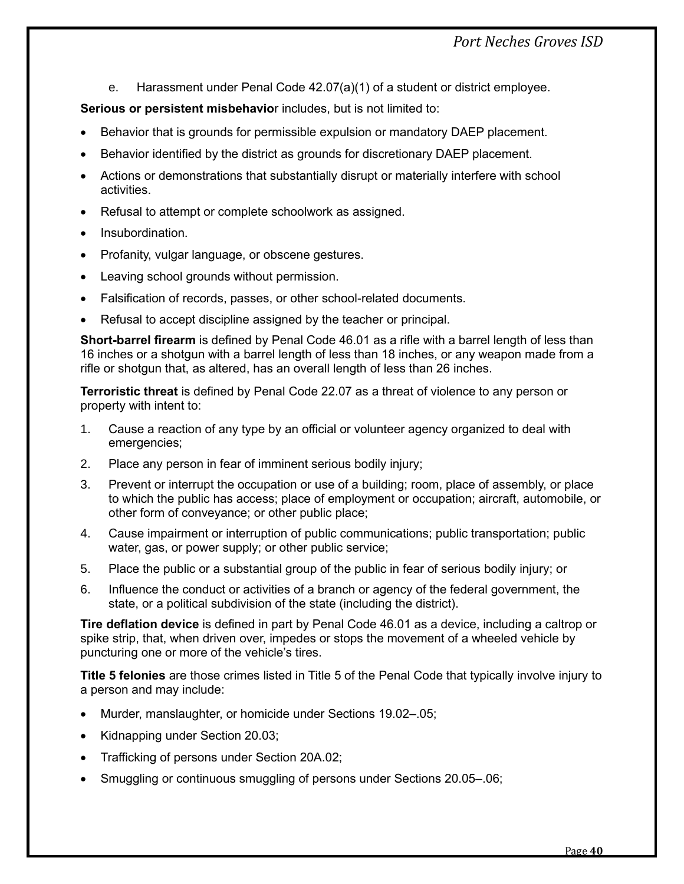e. Harassment under Penal Code 42.07(a)(1) of a student or district employee.

**Serious or persistent misbehavio**r includes, but is not limited to:

- Behavior that is grounds for permissible expulsion or mandatory DAEP placement.
- Behavior identified by the district as grounds for discretionary DAEP placement.
- Actions or demonstrations that substantially disrupt or materially interfere with school activities.
- Refusal to attempt or complete schoolwork as assigned.
- Insubordination.
- Profanity, vulgar language, or obscene gestures.
- Leaving school grounds without permission.
- Falsification of records, passes, or other school-related documents.
- Refusal to accept discipline assigned by the teacher or principal.

**Short-barrel firearm** is defined by Penal Code 46.01 as a rifle with a barrel length of less than 16 inches or a shotgun with a barrel length of less than 18 inches, or any weapon made from a rifle or shotgun that, as altered, has an overall length of less than 26 inches.

**Terroristic threat** is defined by Penal Code 22.07 as a threat of violence to any person or property with intent to:

1. Cause a reaction of any type by an official or volunteer agency organized to deal with emergencies;
2. Place any person in fear of imminent serious bodily injury;
3. Prevent or interrupt the occupation or use of a building; room, place of assembly, or place to which the public has access; place of employment or occupation; aircraft, automobile, or other form of conveyance; or other public place;
4. Cause impairment or interruption of public communications; public transportation; public water, gas, or power supply; or other public service;
5. Place the public or a substantial group of the public in fear of serious bodily injury; or
6. Influence the conduct or activities of a branch or agency of the federal government, the state, or a political subdivision of the state (including the district).

**Tire deflation device** is defined in part by Penal Code 46.01 as a device, including a caltrop or spike strip, that, when driven over, impedes or stops the movement of a wheeled vehicle by puncturing one or more of the vehicle's tires.

**Title 5 felonies** are those crimes listed in Title 5 of the Penal Code that typically involve injury to a person and may include:

- Murder, manslaughter, or homicide under Sections 19.02–.05;
- Kidnapping under Section 20.03;
- Trafficking of persons under Section 20A.02;
- Smuggling or continuous smuggling of persons under Sections 20.05–.06;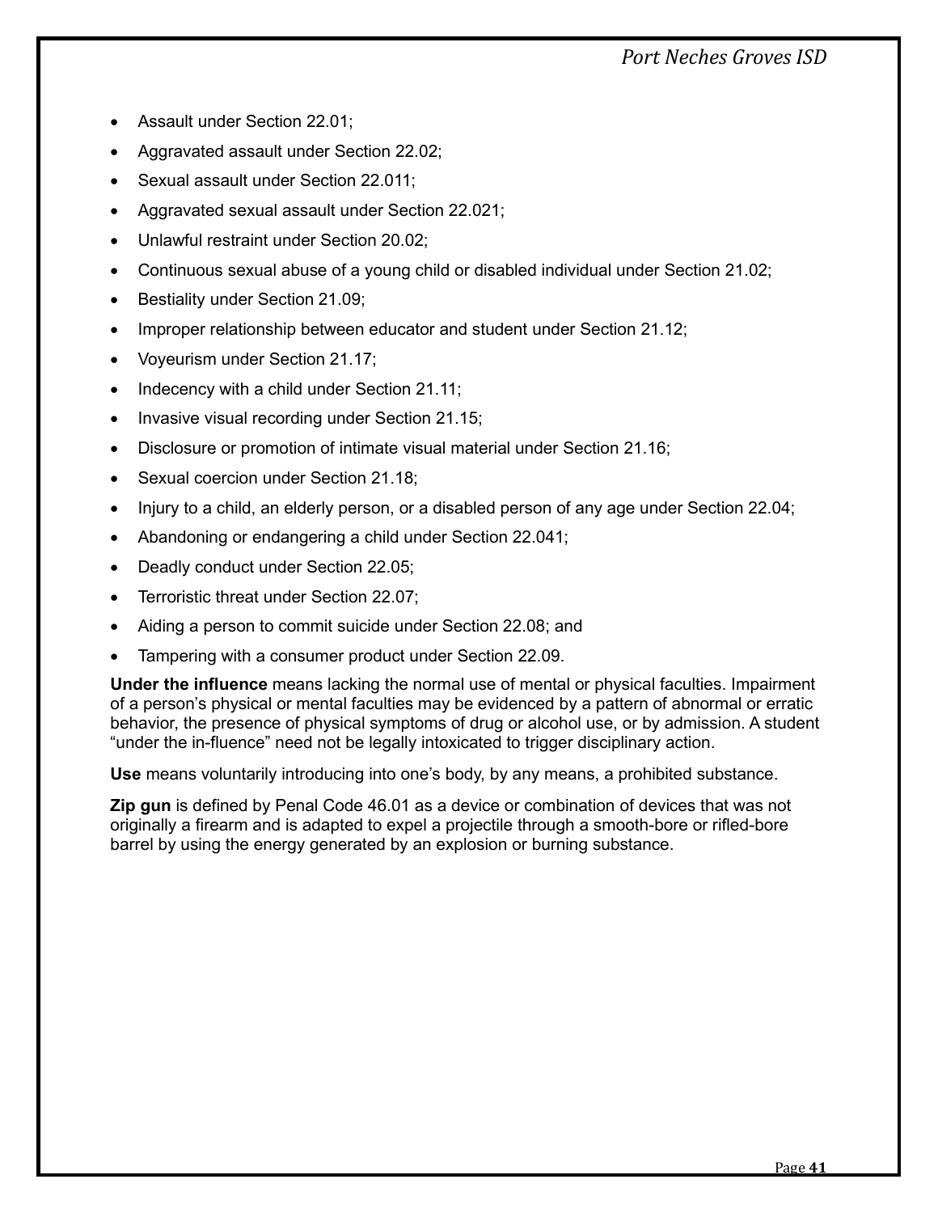- Assault under Section 22.01;
- Aggravated assault under Section 22.02;
- Sexual assault under Section 22.011;
- Aggravated sexual assault under Section 22.021;
- Unlawful restraint under Section 20.02;
- Continuous sexual abuse of a young child or disabled individual under Section 21.02;
- Bestiality under Section 21.09;
- Improper relationship between educator and student under Section 21.12;
- Voyeurism under Section 21.17;
- Indecency with a child under Section 21.11;
- Invasive visual recording under Section 21.15;
- Disclosure or promotion of intimate visual material under Section 21.16;
- Sexual coercion under Section 21.18;
- Injury to a child, an elderly person, or a disabled person of any age under Section 22.04;
- Abandoning or endangering a child under Section 22.041;
- Deadly conduct under Section 22.05;
- Terroristic threat under Section 22.07;
- Aiding a person to commit suicide under Section 22.08; and
- Tampering with a consumer product under Section 22.09.

**Under the influence** means lacking the normal use of mental or physical faculties. Impairment of a person's physical or mental faculties may be evidenced by a pattern of abnormal or erratic behavior, the presence of physical symptoms of drug or alcohol use, or by admission. A student "under the in-fluence" need not be legally intoxicated to trigger disciplinary action.

**Use** means voluntarily introducing into one's body, by any means, a prohibited substance.

**Zip gun** is defined by Penal Code 46.01 as a device or combination of devices that was not originally a firearm and is adapted to expel a projectile through a smooth-bore or rifled-bore barrel by using the energy generated by an explosion or burning substance.